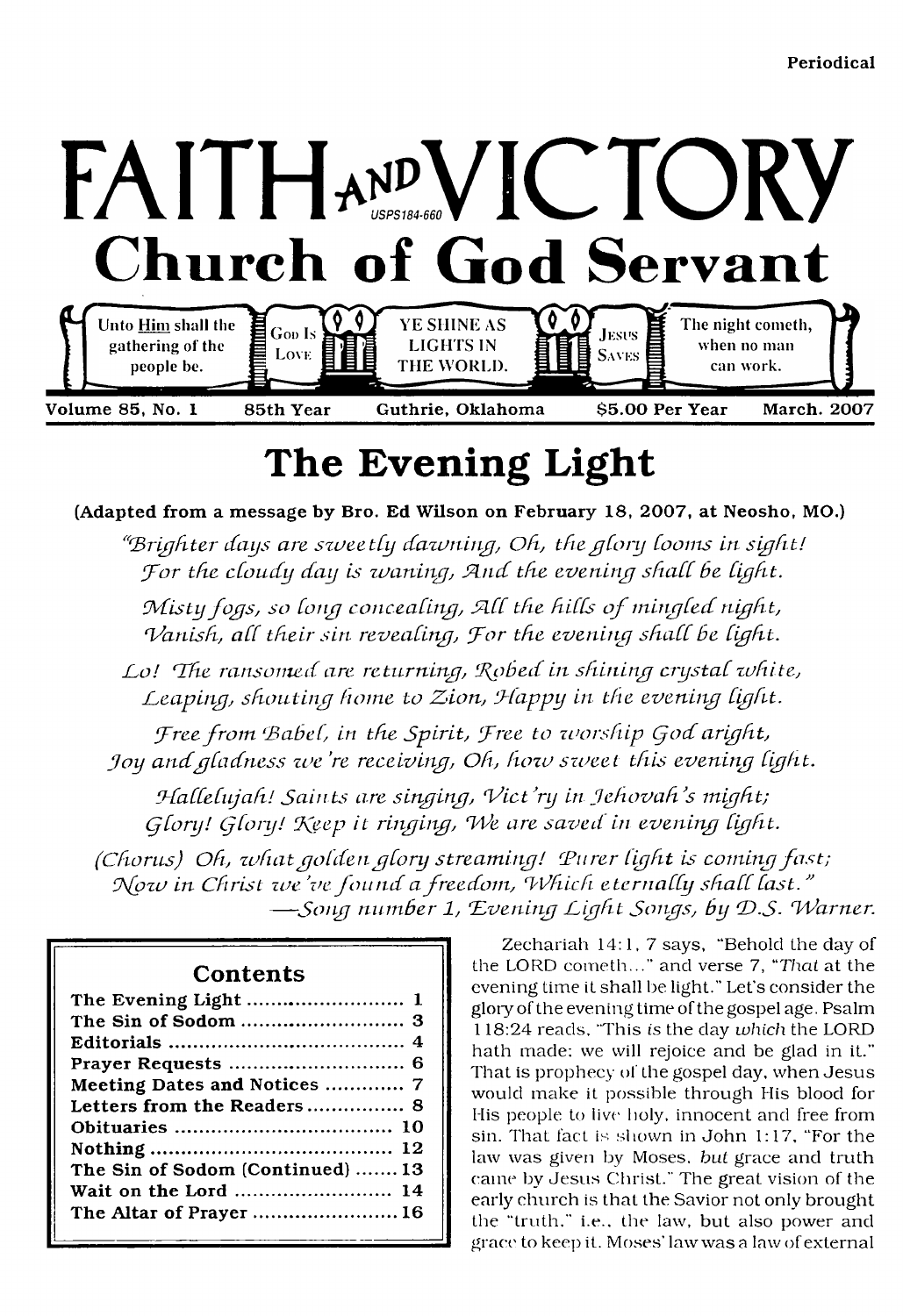Periodical

# FAITH AND VICTORY

USPS184-660

## Church of God Servant

Unto Him shall the gathering of the people be. | God Is Love | YE SHINE AS LIGHTS IN THE WORLD. | Jesus Saves | The night cometh, when no man can work.

Volume 85, No. 1 | 85th Year | Guthrie, Oklahoma | $5.00 Per Year | March. 2007

# The Evening Light

**(Adapted from a message by Bro. Ed Wilson on February 18, 2007, at Neosho, MO.)**

*"Brighter days are sweetly dawning, Oh, the glory looms in sight!*
*For the cloudy day is waning, And the evening shall be light.*

*Misty fogs, so long concealing, All the hills of mingled night,*
*Vanish, all their sin revealing, For the evening shall be light.*

*Lo! The ransomed are returning, Robed in shining crystal white,*
*Leaping, shouting home to Zion, Happy in the evening light.*

*Free from Babel, in the Spirit, Free to worship God aright,*
*Joy and gladness we're receiving, Oh, how sweet this evening light.*

*Hallelujah! Saints are singing, Vict'ry in Jehovah's might;*
*Glory! Glory! Keep it ringing, We are saved in evening light.*

*(Chorus) Oh, what golden glory streaming! Purer light is coming fast;*
*Now in Christ we've found a freedom, Which eternally shall last."*
*—Song number 1, Evening Light Songs, by D.S. Warner.*

| Contents | |
|---|---|
| The Evening Light | 1 |
| The Sin of Sodom | 3 |
| Editorials | 4 |
| Prayer Requests | 6 |
| Meeting Dates and Notices | 7 |
| Letters from the Readers | 8 |
| Obituaries | 10 |
| Nothing | 12 |
| The Sin of Sodom (Continued) | 13 |
| Wait on the Lord | 14 |
| The Altar of Prayer | 16 |

Zechariah 14:1, 7 says, "Behold the day of the LORD cometh..." and verse 7, "*That* at the evening time it shall be light." Let's consider the glory of the evening time of the gospel age. Psalm 118:24 reads, "This *is* the day *which* the LORD hath made; we will rejoice and be glad in it." That is prophecy of the gospel day, when Jesus would make it possible through His blood for His people to live holy, innocent and free from sin. That fact is shown in John 1:17, "For the law was given by Moses, *but* grace and truth came by Jesus Christ." The great vision of the early church is that the Savior not only brought the "truth," i.e., the law, but also power and grace to keep it. Moses' law was a law of external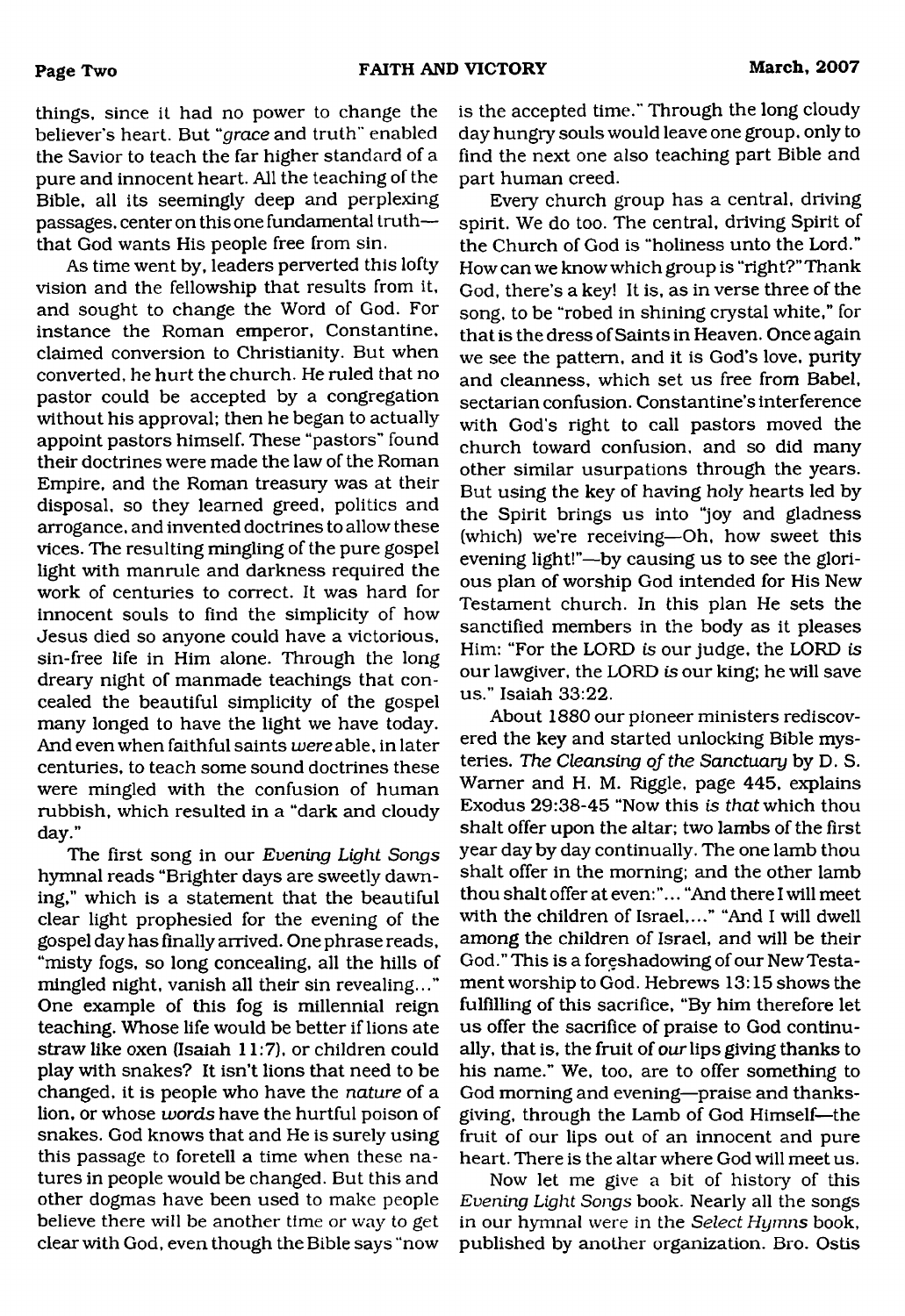things, since it had no power to change the believer's heart. But "*grace* and truth" enabled the Savior to teach the far higher standard of a pure and innocent heart. All the teaching of the Bible, all its seemingly deep and perplexing passages, center on this one fundamental truth—that God wants His people free from sin.

As time went by, leaders perverted this lofty vision and the fellowship that results from it, and sought to change the Word of God. For instance the Roman emperor, Constantine, claimed conversion to Christianity. But when converted, he hurt the church. He ruled that no pastor could be accepted by a congregation without his approval; then he began to actually appoint pastors himself. These "pastors" found their doctrines were made the law of the Roman Empire, and the Roman treasury was at their disposal, so they learned greed, politics and arrogance, and invented doctrines to allow these vices. The resulting mingling of the pure gospel light with manrule and darkness required the work of centuries to correct. It was hard for innocent souls to find the simplicity of how Jesus died so anyone could have a victorious, sin-free life in Him alone. Through the long dreary night of manmade teachings that concealed the beautiful simplicity of the gospel many longed to have the light we have today. And even when faithful saints *were* able, in later centuries, to teach some sound doctrines these were mingled with the confusion of human rubbish, which resulted in a "dark and cloudy day."

The first song in our *Evening Light Songs* hymnal reads "Brighter days are sweetly dawning," which is a statement that the beautiful clear light prophesied for the evening of the gospel day has finally arrived. One phrase reads, "misty fogs, so long concealing, all the hills of mingled night, vanish all their sin revealing..." One example of this fog is millennial reign teaching. Whose life would be better if lions ate straw like oxen (Isaiah 11:7), or children could play with snakes? It isn't lions that need to be changed, it is people who have the *nature* of a lion, or whose *words* have the hurtful poison of snakes. God knows that and He is surely using this passage to foretell a time when these natures in people would be changed. But this and other dogmas have been used to make people believe there will be another time or way to get clear with God, even though the Bible says "now is the accepted time." Through the long cloudy day hungry souls would leave one group, only to find the next one also teaching part Bible and part human creed.

Every church group has a central, driving spirit. We do too. The central, driving Spirit of the Church of God is "holiness unto the Lord." How can we know which group is "right?" Thank God, there's a key! It is, as in verse three of the song, to be "robed in shining crystal white," for that is the dress of Saints in Heaven. Once again we see the pattern, and it is God's love, purity and cleanness, which set us free from Babel, sectarian confusion. Constantine's interference with God's right to call pastors moved the church toward confusion, and so did many other similar usurpations through the years. But using the key of having holy hearts led by the Spirit brings us into "joy and gladness (which) we're receiving—Oh, how sweet this evening light!"—by causing us to see the glorious plan of worship God intended for His New Testament church. In this plan He sets the sanctified members in the body as it pleases Him: "For the LORD *is* our judge, the LORD *is* our lawgiver, the LORD *is* our king; he will save us." Isaiah 33:22.

About 1880 our pioneer ministers rediscovered the key and started unlocking Bible mysteries. *The Cleansing of the Sanctuary* by D. S. Warner and H. M. Riggle, page 445, explains Exodus 29:38-45 "Now this *is that* which thou shalt offer upon the altar; two lambs of the first year day by day continually. The one lamb thou shalt offer in the morning; and the other lamb thou shalt offer at even:"... "And there I will meet with the children of Israel,..." "And I will dwell among the children of Israel, and will be their God." This is a foreshadowing of our New Testament worship to God. Hebrews 13:15 shows the fulfilling of this sacrifice, "By him therefore let us offer the sacrifice of praise to God continually, that is, the fruit of *our* lips giving thanks to his name." We, too, are to offer something to God morning and evening—praise and thanksgiving, through the Lamb of God Himself—the fruit of our lips out of an innocent and pure heart. There is the altar where God will meet us.

Now let me give a bit of history of this *Evening Light Songs* book. Nearly all the songs in our hymnal were in the *Select Hymns* book, published by another organization. Bro. Ostis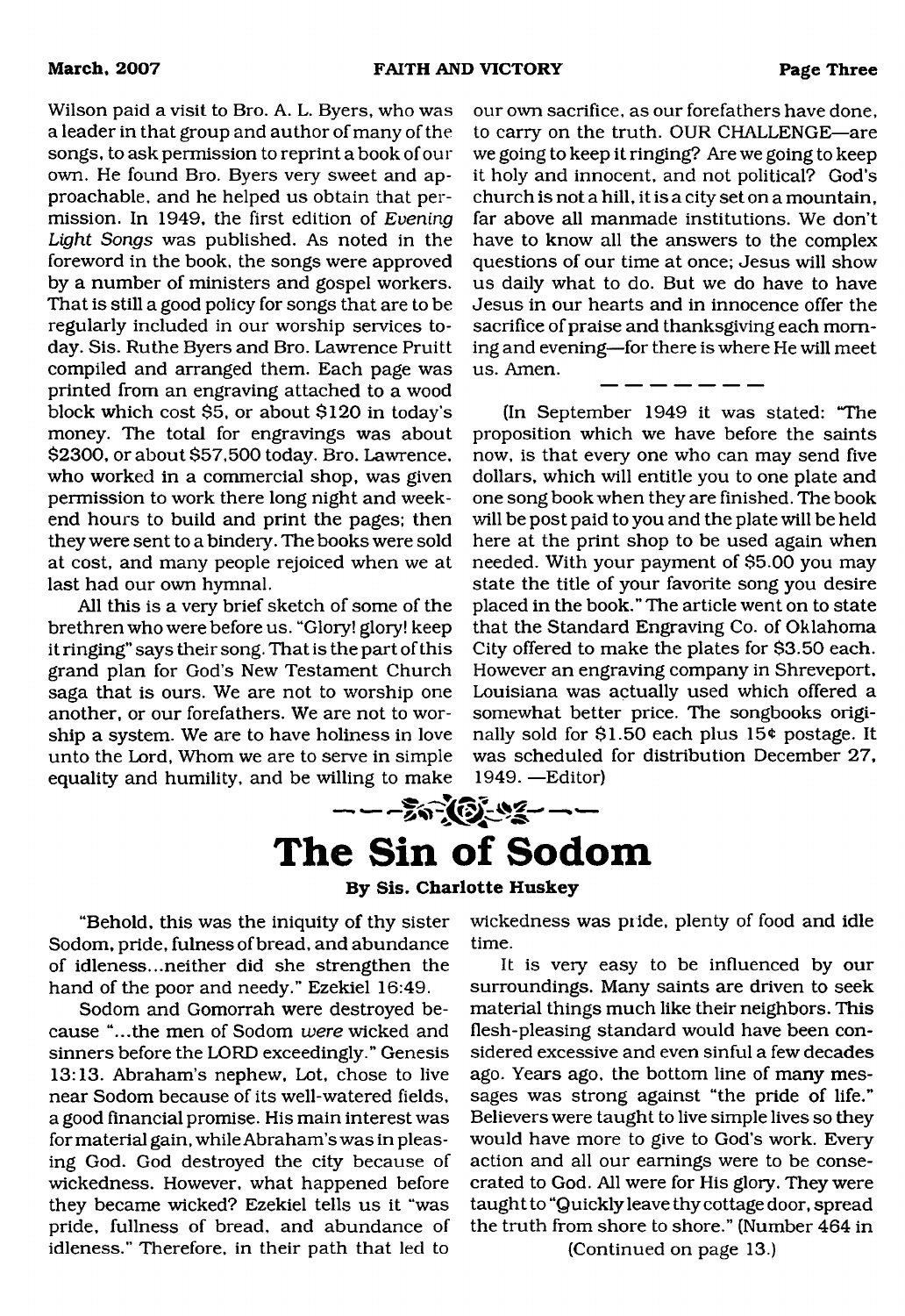Wilson paid a visit to Bro. A. L. Byers, who was a leader in that group and author of many of the songs, to ask permission to reprint a book of our own. He found Bro. Byers very sweet and approachable, and he helped us obtain that permission. In 1949, the first edition of *Evening Light Songs* was published. As noted in the foreword in the book, the songs were approved by a number of ministers and gospel workers. That is still a good policy for songs that are to be regularly included in our worship services today. Sis. Ruthe Byers and Bro. Lawrence Pruitt compiled and arranged them. Each page was printed from an engraving attached to a wood block which cost $5, or about $120 in today's money. The total for engravings was about $2300, or about $57,500 today. Bro. Lawrence, who worked in a commercial shop, was given permission to work there long night and weekend hours to build and print the pages; then they were sent to a bindery. The books were sold at cost, and many people rejoiced when we at last had our own hymnal.

All this is a very brief sketch of some of the brethren who were before us. "Glory! glory! keep it ringing" says their song. That is the part of this grand plan for God's New Testament Church saga that is ours. We are not to worship one another, or our forefathers. We are not to worship a system. We are to have holiness in love unto the Lord, Whom we are to serve in simple equality and humility, and be willing to make our own sacrifice, as our forefathers have done, to carry on the truth. OUR CHALLENGE—are we going to keep it ringing? Are we going to keep it holy and innocent, and not political? God's church is not a hill, it is a city set on a mountain, far above all manmade institutions. We don't have to know all the answers to the complex questions of our time at once; Jesus will show us daily what to do. But we do have to have Jesus in our hearts and in innocence offer the sacrifice of praise and thanksgiving each morning and evening—for there is where He will meet us. Amen.

---

(In September 1949 it was stated: "The proposition which we have before the saints now, is that every one who can may send five dollars, which will entitle you to one plate and one song book when they are finished. The book will be post paid to you and the plate will be held here at the print shop to be used again when needed. With your payment of $5.00 you may state the title of your favorite song you desire placed in the book." The article went on to state that the Standard Engraving Co. of Oklahoma City offered to make the plates for $3.50 each. However an engraving company in Shreveport, Louisiana was actually used which offered a somewhat better price. The songbooks originally sold for $1.50 each plus 15¢ postage. It was scheduled for distribution December 27, 1949. —Editor)

# The Sin of Sodom

**By Sis. Charlotte Huskey**

"Behold, this was the iniquity of thy sister Sodom, pride, fulness of bread, and abundance of idleness...neither did she strengthen the hand of the poor and needy." Ezekiel 16:49.

Sodom and Gomorrah were destroyed because "...the men of Sodom *were* wicked and sinners before the LORD exceedingly." Genesis 13:13. Abraham's nephew, Lot, chose to live near Sodom because of its well-watered fields, a good financial promise. His main interest was for material gain, while Abraham's was in pleasing God. God destroyed the city because of wickedness. However, what happened before they became wicked? Ezekiel tells us it "was pride, fullness of bread, and abundance of idleness." Therefore, in their path that led to wickedness was pride, plenty of food and idle time.

It is very easy to be influenced by our surroundings. Many saints are driven to seek material things much like their neighbors. This flesh-pleasing standard would have been considered excessive and even sinful a few decades ago. Years ago, the bottom line of many messages was strong against "the pride of life." Believers were taught to live simple lives so they would have more to give to God's work. Every action and all our earnings were to be consecrated to God. All were for His glory. They were taught to "Quickly leave thy cottage door, spread the truth from shore to shore." (Number 464 in

(Continued on page 13.)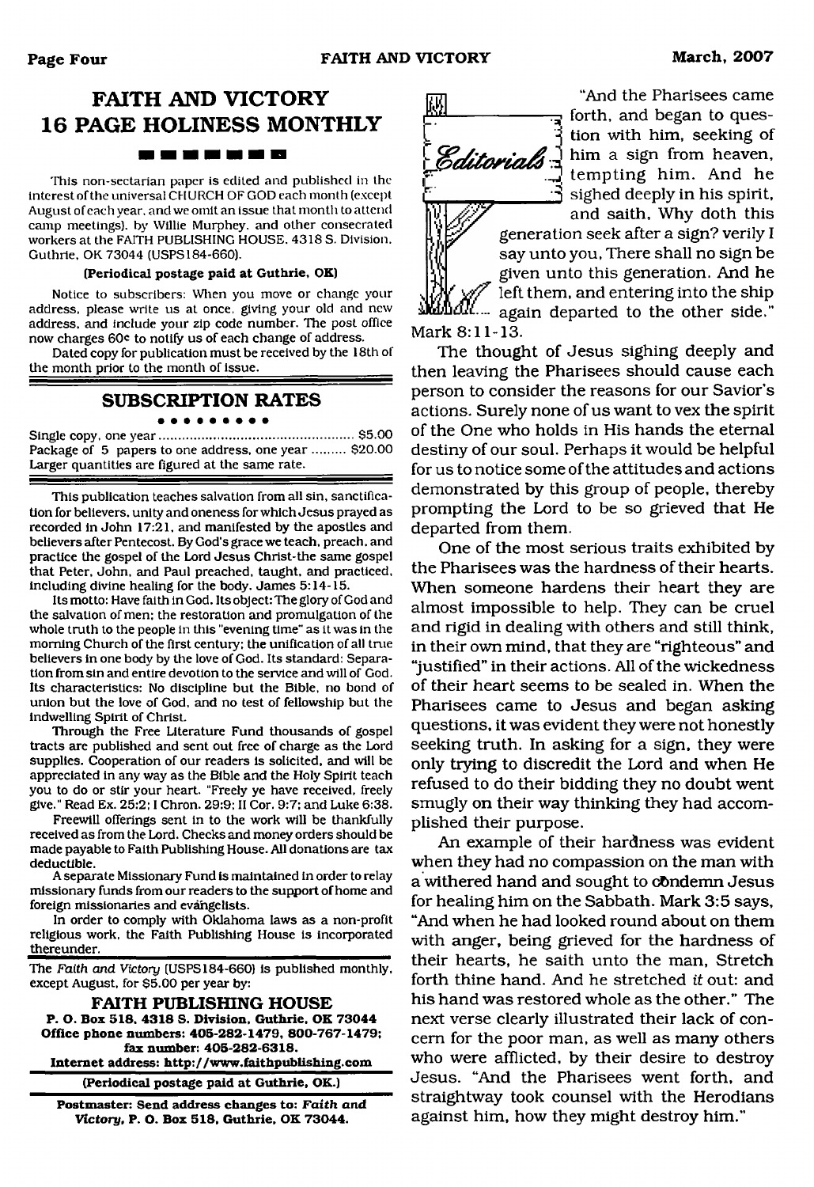# FAITH AND VICTORY 16 PAGE HOLINESS MONTHLY

This non-sectarian paper is edited and published in the interest of the universal CHURCH OF GOD each month (except August of each year, and we omit an issue that month to attend camp meetings), by Willie Murphey, and other consecrated workers at the FAITH PUBLISHING HOUSE, 4318 S. Division, Guthrie, OK 73044 (USPS184-660).

**(Periodical postage paid at Guthrie, OK)**

Notice to subscribers: When you move or change your address, please write us at once, giving your old and new address, and include your zip code number. The post office now charges 60¢ to notify us of each change of address.

Dated copy for publication must be received by the 18th of the month prior to the month of issue.

## SUBSCRIPTION RATES

Single copy, one year .................................................. $5.00
Package of 5 papers to one address, one year ......... $20.00
Larger quantities are figured at the same rate.

This publication teaches salvation from all sin, sanctification for believers, unity and oneness for which Jesus prayed as recorded in John 17:21, and manifested by the apostles and believers after Pentecost. By God's grace we teach, preach, and practice the gospel of the Lord Jesus Christ-the same gospel that Peter, John, and Paul preached, taught, and practiced, including divine healing for the body. James 5:14-15.

Its motto: Have faith in God. Its object: The glory of God and the salvation of men; the restoration and promulgation of the whole truth to the people in this "evening time" as it was in the morning Church of the first century; the unification of all true believers in one body by the love of God. Its standard: Separation from sin and entire devotion to the service and will of God. Its characteristics: No discipline but the Bible, no bond of union but the love of God, and no test of fellowship but the indwelling Spirit of Christ.

Through the Free Literature Fund thousands of gospel tracts are published and sent out free of charge as the Lord supplies. Cooperation of our readers is solicited, and will be appreciated in any way as the Bible and the Holy Spirit teach you to do or stir your heart. "Freely ye have received, freely give." Read Ex. 25:2; I Chron. 29:9; II Cor. 9:7; and Luke 6:38.

Freewill offerings sent in to the work will be thankfully received as from the Lord. Checks and money orders should be made payable to Faith Publishing House. All donations are tax deductible.

A separate Missionary Fund is maintained in order to relay missionary funds from our readers to the support of home and foreign missionaries and evangelists.

In order to comply with Oklahoma laws as a non-profit religious work, the Faith Publishing House is incorporated thereunder.

The *Faith and Victory* (USPS184-660) is published monthly, except August, for $5.00 per year by:

**FAITH PUBLISHING HOUSE**
**P. O. Box 518, 4318 S. Division, Guthrie, OK 73044**
**Office phone numbers: 405-282-1479, 800-767-1479; fax number: 405-282-6318.**
**Internet address: http://www.faithpublishing.com**

**(Periodical postage paid at Guthrie, OK.)**

**Postmaster: Send address changes to: *Faith and Victory*, P. O. Box 518, Guthrie, OK 73044.**

## Editorials

"And the Pharisees came forth, and began to question with him, seeking of him a sign from heaven, tempting him. And he sighed deeply in his spirit, and saith, Why doth this generation seek after a sign? verily I say unto you, There shall no sign be given unto this generation. And he left them, and entering into the ship again departed to the other side." Mark 8:11-13.

The thought of Jesus sighing deeply and then leaving the Pharisees should cause each person to consider the reasons for our Savior's actions. Surely none of us want to vex the spirit of the One who holds in His hands the eternal destiny of our soul. Perhaps it would be helpful for us to notice some of the attitudes and actions demonstrated by this group of people, thereby prompting the Lord to be so grieved that He departed from them.

One of the most serious traits exhibited by the Pharisees was the hardness of their hearts. When someone hardens their heart they are almost impossible to help. They can be cruel and rigid in dealing with others and still think, in their own mind, that they are "righteous" and "justified" in their actions. All of the wickedness of their heart seems to be sealed in. When the Pharisees came to Jesus and began asking questions, it was evident they were not honestly seeking truth. In asking for a sign, they were only trying to discredit the Lord and when He refused to do their bidding they no doubt went smugly on their way thinking they had accomplished their purpose.

An example of their hardness was evident when they had no compassion on the man with a withered hand and sought to condemn Jesus for healing him on the Sabbath. Mark 3:5 says, "And when he had looked round about on them with anger, being grieved for the hardness of their hearts, he saith unto the man, Stretch forth thine hand. And he stretched *it* out: and his hand was restored whole as the other." The next verse clearly illustrated their lack of concern for the poor man, as well as many others who were afflicted, by their desire to destroy Jesus. "And the Pharisees went forth, and straightway took counsel with the Herodians against him, how they might destroy him."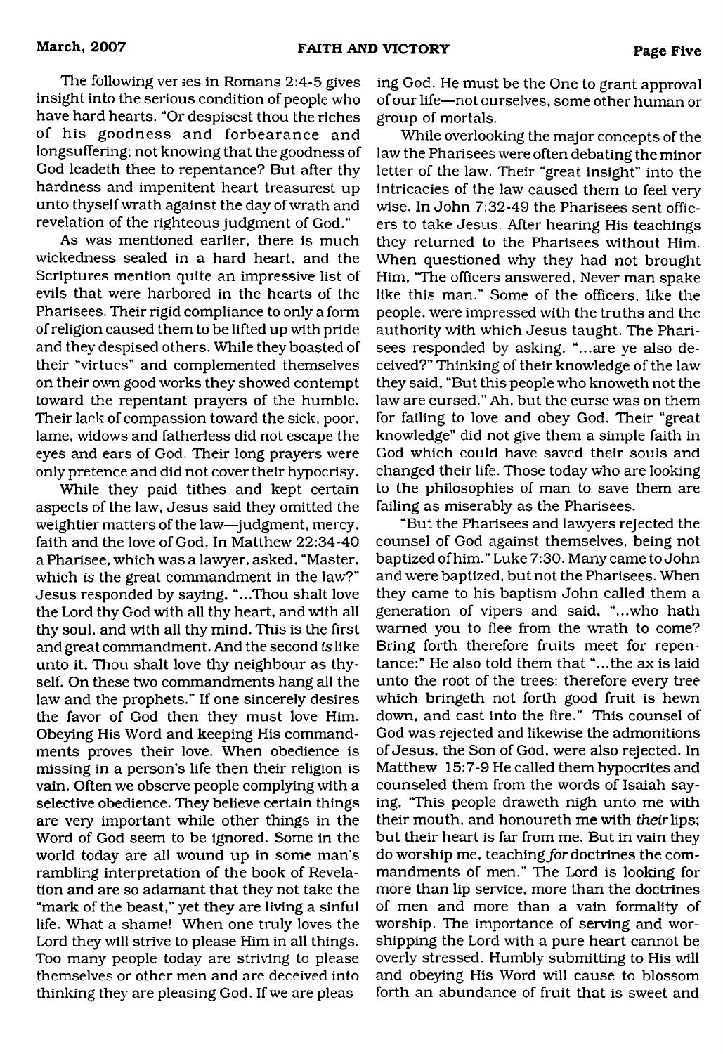The following verses in Romans 2:4-5 gives insight into the serious condition of people who have hard hearts. "Or despisest thou the riches of his goodness and forbearance and longsuffering; not knowing that the goodness of God leadeth thee to repentance? But after thy hardness and impenitent heart treasurest up unto thyself wrath against the day of wrath and revelation of the righteous judgment of God."

As was mentioned earlier, there is much wickedness sealed in a hard heart, and the Scriptures mention quite an impressive list of evils that were harbored in the hearts of the Pharisees. Their rigid compliance to only a form of religion caused them to be lifted up with pride and they despised others. While they boasted of their "virtues" and complemented themselves on their own good works they showed contempt toward the repentant prayers of the humble. Their lack of compassion toward the sick, poor, lame, widows and fatherless did not escape the eyes and ears of God. Their long prayers were only pretence and did not cover their hypocrisy.

While they paid tithes and kept certain aspects of the law, Jesus said they omitted the weightier matters of the law—judgment, mercy, faith and the love of God. In Matthew 22:34-40 a Pharisee, which was a lawyer, asked, "Master, which *is* the great commandment in the law?" Jesus responded by saying, "...Thou shalt love the Lord thy God with all thy heart, and with all thy soul, and with all thy mind. This is the first and great commandment. And the second *is* like unto it, Thou shalt love thy neighbour as thyself. On these two commandments hang all the law and the prophets." If one sincerely desires the favor of God then they must love Him. Obeying His Word and keeping His commandments proves their love. When obedience is missing in a person's life then their religion is vain. Often we observe people complying with a selective obedience. They believe certain things are very important while other things in the Word of God seem to be ignored. Some in the world today are all wound up in some man's rambling interpretation of the book of Revelation and are so adamant that they not take the "mark of the beast," yet they are living a sinful life. What a shame! When one truly loves the Lord they will strive to please Him in all things. Too many people today are striving to please themselves or other men and are deceived into thinking they are pleasing God. If we are pleasing God, He must be the One to grant approval of our life—not ourselves, some other human or group of mortals.

While overlooking the major concepts of the law the Pharisees were often debating the minor letter of the law. Their "great insight" into the intricacies of the law caused them to feel very wise. In John 7:32-49 the Pharisees sent officers to take Jesus. After hearing His teachings they returned to the Pharisees without Him. When questioned why they had not brought Him, "The officers answered, Never man spake like this man." Some of the officers, like the people, were impressed with the truths and the authority with which Jesus taught. The Pharisees responded by asking, "...are ye also deceived?" Thinking of their knowledge of the law they said, "But this people who knoweth not the law are cursed." Ah, but the curse was on them for failing to love and obey God. Their "great knowledge" did not give them a simple faith in God which could have saved their souls and changed their life. Those today who are looking to the philosophies of man to save them are failing as miserably as the Pharisees.

"But the Pharisees and lawyers rejected the counsel of God against themselves, being not baptized of him." Luke 7:30. Many came to John and were baptized, but not the Pharisees. When they came to his baptism John called them a generation of vipers and said, "...who hath warned you to flee from the wrath to come? Bring forth therefore fruits meet for repentance:" He also told them that "...the ax is laid unto the root of the trees: therefore every tree which bringeth not forth good fruit is hewn down, and cast into the fire." This counsel of God was rejected and likewise the admonitions of Jesus, the Son of God, were also rejected. In Matthew 15:7-9 He called them hypocrites and counseled them from the words of Isaiah saying, "This people draweth nigh unto me with their mouth, and honoureth me with *their* lips; but their heart is far from me. But in vain they do worship me, teaching *for* doctrines the commandments of men." The Lord is looking for more than lip service, more than the doctrines of men and more than a vain formality of worship. The importance of serving and worshipping the Lord with a pure heart cannot be overly stressed. Humbly submitting to His will and obeying His Word will cause to blossom forth an abundance of fruit that is sweet and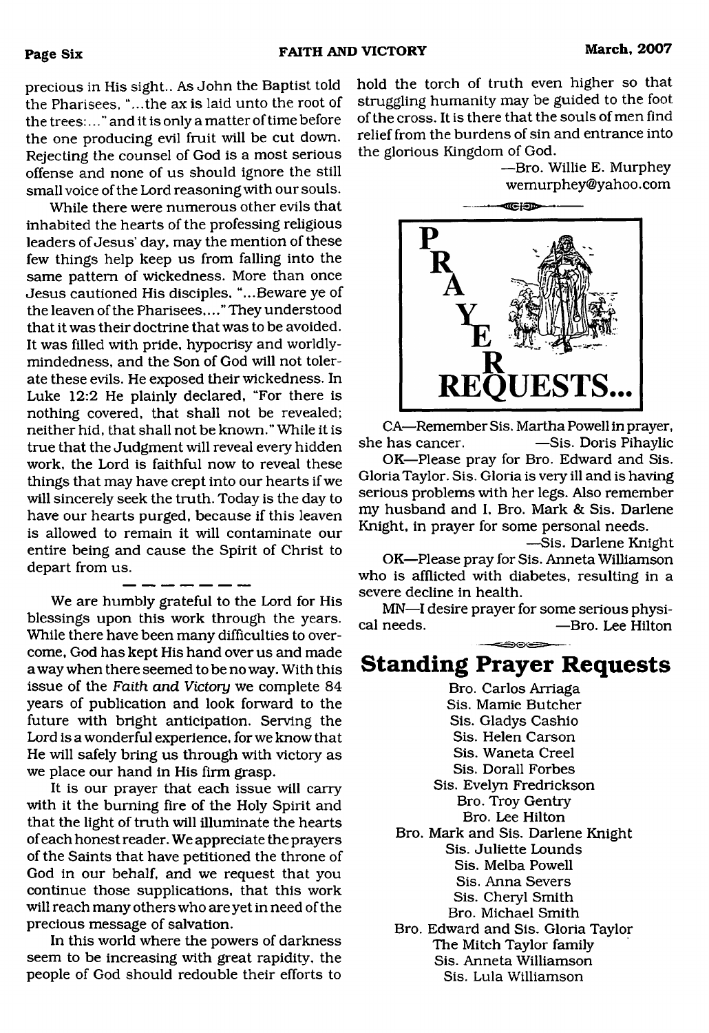precious in His sight.. As John the Baptist told the Pharisees, "...the ax is laid unto the root of the trees:..." and it is only a matter of time before the one producing evil fruit will be cut down. Rejecting the counsel of God is a most serious offense and none of us should ignore the still small voice of the Lord reasoning with our souls.

While there were numerous other evils that inhabited the hearts of the professing religious leaders of Jesus' day, may the mention of these few things help keep us from falling into the same pattern of wickedness. More than once Jesus cautioned His disciples, "...Beware ye of the leaven of the Pharisees,..." They understood that it was their doctrine that was to be avoided. It was filled with pride, hypocrisy and worldly-mindedness, and the Son of God will not tolerate these evils. He exposed their wickedness. In Luke 12:2 He plainly declared, "For there is nothing covered, that shall not be revealed; neither hid, that shall not be known." While it is true that the Judgment will reveal every hidden work, the Lord is faithful now to reveal these things that may have crept into our hearts if we will sincerely seek the truth. Today is the day to have our hearts purged, because if this leaven is allowed to remain it will contaminate our entire being and cause the Spirit of Christ to depart from us.

---

We are humbly grateful to the Lord for His blessings upon this work through the years. While there have been many difficulties to overcome, God has kept His hand over us and made a way when there seemed to be no way. With this issue of the *Faith and Victory* we complete 84 years of publication and look forward to the future with bright anticipation. Serving the Lord is a wonderful experience, for we know that He will safely bring us through with victory as we place our hand in His firm grasp.

It is our prayer that each issue will carry with it the burning fire of the Holy Spirit and that the light of truth will illuminate the hearts of each honest reader. We appreciate the prayers of the Saints that have petitioned the throne of God in our behalf, and we request that you continue those supplications, that this work will reach many others who are yet in need of the precious message of salvation.

In this world where the powers of darkness seem to be increasing with great rapidity, the people of God should redouble their efforts to hold the torch of truth even higher so that struggling humanity may be guided to the foot of the cross. It is there that the souls of men find relief from the burdens of sin and entrance into the glorious Kingdom of God.

—Bro. Willie E. Murphey
wemurphey@yahoo.com

## PRAYER REQUESTS...

CA—Remember Sis. Martha Powell in prayer, she has cancer. —Sis. Doris Pihaylic

OK—Please pray for Bro. Edward and Sis. Gloria Taylor. Sis. Gloria is very ill and is having serious problems with her legs. Also remember my husband and I, Bro. Mark & Sis. Darlene Knight, in prayer for some personal needs.

—Sis. Darlene Knight

OK—Please pray for Sis. Anneta Williamson who is afflicted with diabetes, resulting in a severe decline in health.

MN—I desire prayer for some serious physical needs. —Bro. Lee Hilton

## Standing Prayer Requests

Bro. Carlos Arriaga
Sis. Mamie Butcher
Sis. Gladys Cashio
Sis. Helen Carson
Sis. Waneta Creel
Sis. Dorall Forbes
Sis. Evelyn Fredrickson
Bro. Troy Gentry
Bro. Lee Hilton
Bro. Mark and Sis. Darlene Knight
Sis. Juliette Lounds
Sis. Melba Powell
Sis. Anna Severs
Sis. Cheryl Smith
Bro. Michael Smith
Bro. Edward and Sis. Gloria Taylor
The Mitch Taylor family
Sis. Anneta Williamson
Sis. Lula Williamson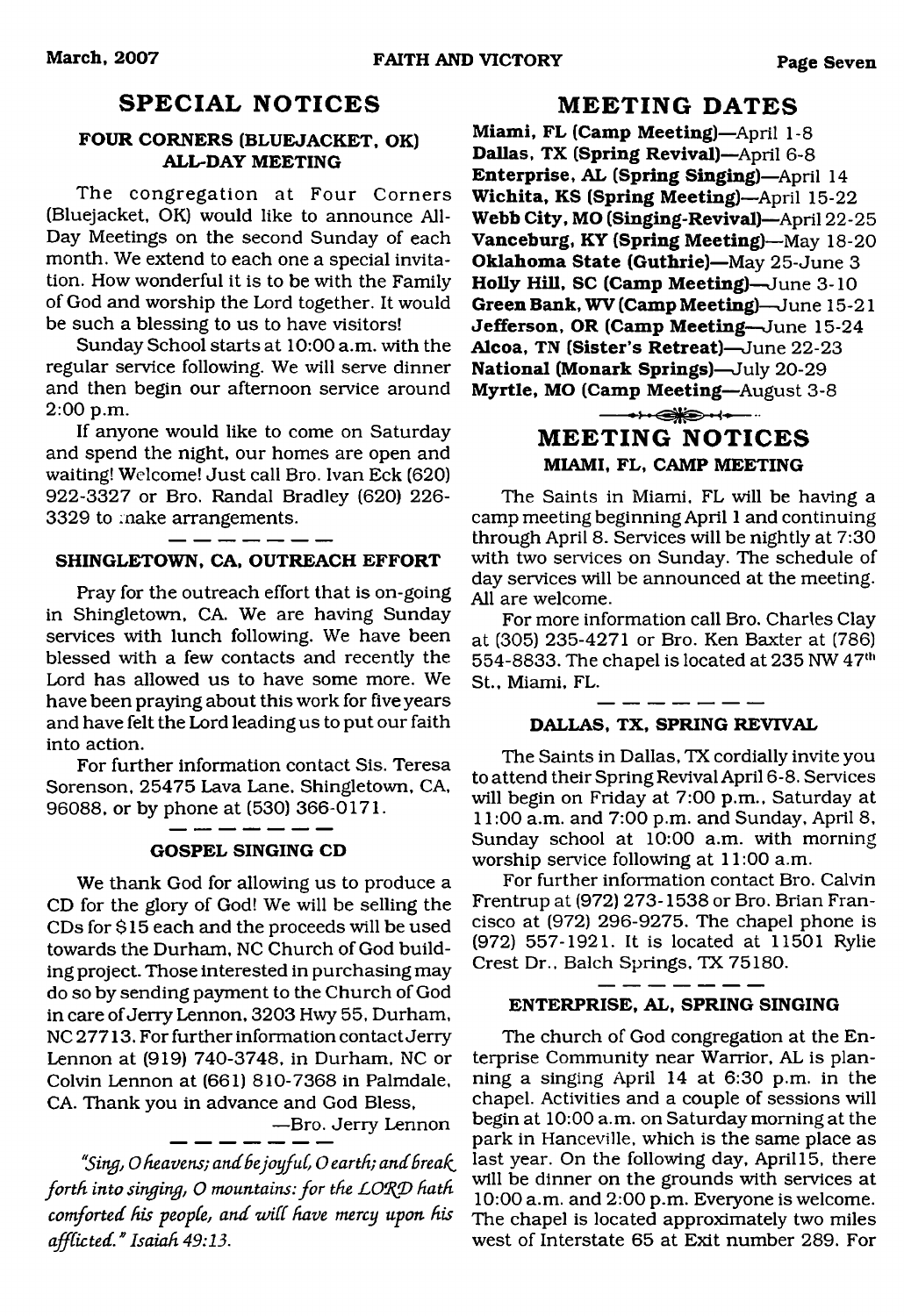## SPECIAL NOTICES

### FOUR CORNERS (BLUEJACKET, OK) ALL-DAY MEETING

The congregation at Four Corners (Bluejacket, OK) would like to announce All-Day Meetings on the second Sunday of each month. We extend to each one a special invitation. How wonderful it is to be with the Family of God and worship the Lord together. It would be such a blessing to us to have visitors!

Sunday School starts at 10:00 a.m. with the regular service following. We will serve dinner and then begin our afternoon service around 2:00 p.m.

If anyone would like to come on Saturday and spend the night, our homes are open and waiting! Welcome! Just call Bro. Ivan Eck (620) 922-3327 or Bro. Randal Bradley (620) 226-3329 to make arrangements.

---

### SHINGLETOWN, CA, OUTREACH EFFORT

Pray for the outreach effort that is on-going in Shingletown, CA. We are having Sunday services with lunch following. We have been blessed with a few contacts and recently the Lord has allowed us to have some more. We have been praying about this work for five years and have felt the Lord leading us to put our faith into action.

For further information contact Sis. Teresa Sorenson, 25475 Lava Lane, Shingletown, CA, 96088, or by phone at (530) 366-0171.

---

### GOSPEL SINGING CD

We thank God for allowing us to produce a CD for the glory of God! We will be selling the CDs for $15 each and the proceeds will be used towards the Durham, NC Church of God building project. Those interested in purchasing may do so by sending payment to the Church of God in care of Jerry Lennon, 3203 Hwy 55, Durham, NC 27713. For further information contact Jerry Lennon at (919) 740-3748, in Durham, NC or Colvin Lennon at (661) 810-7368 in Palmdale, CA. Thank you in advance and God Bless,

—Bro. Jerry Lennon

---

*"Sing, O heavens; and be joyful, O earth; and break forth into singing, O mountains: for the LORD hath comforted his people, and will have mercy upon his afflicted." Isaiah 49:13.*

## MEETING DATES

**Miami, FL (Camp Meeting)**—April 1-8
**Dallas, TX (Spring Revival)**—April 6-8
**Enterprise, AL (Spring Singing)**—April 14
**Wichita, KS (Spring Meeting)**—April 15-22
**Webb City, MO (Singing-Revival)**—April 22-25
**Vanceburg, KY (Spring Meeting)**—May 18-20
**Oklahoma State (Guthrie)**—May 25-June 3
**Holly Hill, SC (Camp Meeting)**—June 3-10
**Green Bank, WV (Camp Meeting)**—June 15-21
**Jefferson, OR (Camp Meeting**—June 15-24
**Alcoa, TN (Sister's Retreat)**—June 22-23
**National (Monark Springs)**—July 20-29
**Myrtle, MO (Camp Meeting**—August 3-8

## MEETING NOTICES

### MIAMI, FL, CAMP MEETING

The Saints in Miami, FL will be having a camp meeting beginning April 1 and continuing through April 8. Services will be nightly at 7:30 with two services on Sunday. The schedule of day services will be announced at the meeting. All are welcome.

For more information call Bro. Charles Clay at (305) 235-4271 or Bro. Ken Baxter at (786) 554-8833. The chapel is located at 235 NW 47th St., Miami, FL.

---

### DALLAS, TX, SPRING REVIVAL

The Saints in Dallas, TX cordially invite you to attend their Spring Revival April 6-8. Services will begin on Friday at 7:00 p.m., Saturday at 11:00 a.m. and 7:00 p.m. and Sunday, April 8, Sunday school at 10:00 a.m. with morning worship service following at 11:00 a.m.

For further information contact Bro. Calvin Frentrup at (972) 273-1538 or Bro. Brian Francisco at (972) 296-9275. The chapel phone is (972) 557-1921. It is located at 11501 Rylie Crest Dr., Balch Springs, TX 75180.

---

### ENTERPRISE, AL, SPRING SINGING

The church of God congregation at the Enterprise Community near Warrior, AL is planning a singing April 14 at 6:30 p.m. in the chapel. Activities and a couple of sessions will begin at 10:00 a.m. on Saturday morning at the park in Hanceville, which is the same place as last year. On the following day, April15, there will be dinner on the grounds with services at 10:00 a.m. and 2:00 p.m. Everyone is welcome. The chapel is located approximately two miles west of Interstate 65 at Exit number 289. For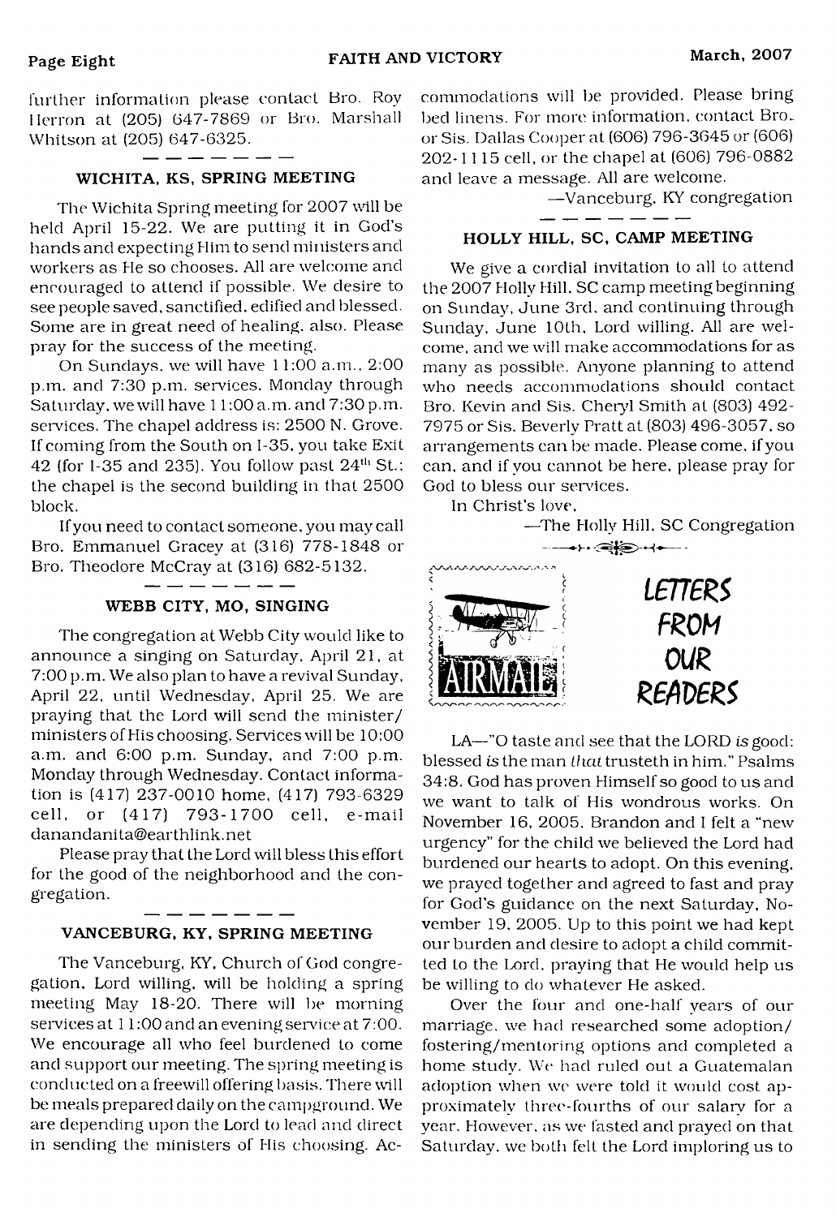further information please contact Bro. Roy Herron at (205) 647-7869 or Bro. Marshall Whitson at (205) 647-6325.

### WICHITA, KS, SPRING MEETING

The Wichita Spring meeting for 2007 will be held April 15-22. We are putting it in God's hands and expecting Him to send ministers and workers as He so chooses. All are welcome and encouraged to attend if possible. We desire to see people saved, sanctified, edified and blessed. Some are in great need of healing, also. Please pray for the success of the meeting.

On Sundays, we will have 11:00 a.m., 2:00 p.m. and 7:30 p.m. services. Monday through Saturday, we will have 11:00 a.m. and 7:30 p.m. services. The chapel address is: 2500 N. Grove. If coming from the South on I-35, you take Exit 42 (for I-35 and 235). You follow past 24th St.; the chapel is the second building in that 2500 block.

If you need to contact someone, you may call Bro. Emmanuel Gracey at (316) 778-1848 or Bro. Theodore McCray at (316) 682-5132.

### WEBB CITY, MO, SINGING

The congregation at Webb City would like to announce a singing on Saturday, April 21, at 7:00 p.m. We also plan to have a revival Sunday, April 22, until Wednesday, April 25. We are praying that the Lord will send the minister/ministers of His choosing. Services will be 10:00 a.m. and 6:00 p.m. Sunday, and 7:00 p.m. Monday through Wednesday. Contact information is (417) 237-0010 home, (417) 793-6329 cell, or (417) 793-1700 cell, e-mail danandanita@earthlink.net

Please pray that the Lord will bless this effort for the good of the neighborhood and the congregation.

### VANCEBURG, KY, SPRING MEETING

The Vanceburg, KY, Church of God congregation, Lord willing, will be holding a spring meeting May 18-20. There will be morning services at 11:00 and an evening service at 7:00. We encourage all who feel burdened to come and support our meeting. The spring meeting is conducted on a freewill offering basis. There will be meals prepared daily on the campground. We are depending upon the Lord to lead and direct in sending the ministers of His choosing. Accommodations will be provided. Please bring bed linens. For more information, contact Bro. or Sis. Dallas Cooper at (606) 796-3645 or (606) 202-1115 cell, or the chapel at (606) 796-0882 and leave a message. All are welcome.

—Vanceburg, KY congregation

### HOLLY HILL, SC, CAMP MEETING

We give a cordial invitation to all to attend the 2007 Holly Hill, SC camp meeting beginning on Sunday, June 3rd, and continuing through Sunday, June 10th, Lord willing. All are welcome, and we will make accommodations for as many as possible. Anyone planning to attend who needs accommodations should contact Bro. Kevin and Sis. Cheryl Smith at (803) 492-7975 or Sis. Beverly Pratt at (803) 496-3057, so arrangements can be made. Please come, if you can, and if you cannot be here, please pray for God to bless our services.

In Christ's love,

—The Holly Hill, SC Congregation

## LETTERS FROM OUR READERS

LA—"O taste and see that the LORD *is* good: blessed *is* the man *that* trusteth in him." Psalms 34:8. God has proven Himself so good to us and we want to talk of His wondrous works. On November 16, 2005, Brandon and I felt a "new urgency" for the child we believed the Lord had burdened our hearts to adopt. On this evening, we prayed together and agreed to fast and pray for God's guidance on the next Saturday, November 19, 2005. Up to this point we had kept our burden and desire to adopt a child committed to the Lord, praying that He would help us be willing to do whatever He asked.

Over the four and one-half years of our marriage, we had researched some adoption/fostering/mentoring options and completed a home study. We had ruled out a Guatemalan adoption when we were told it would cost approximately three-fourths of our salary for a year. However, as we fasted and prayed on that Saturday, we both felt the Lord imploring us to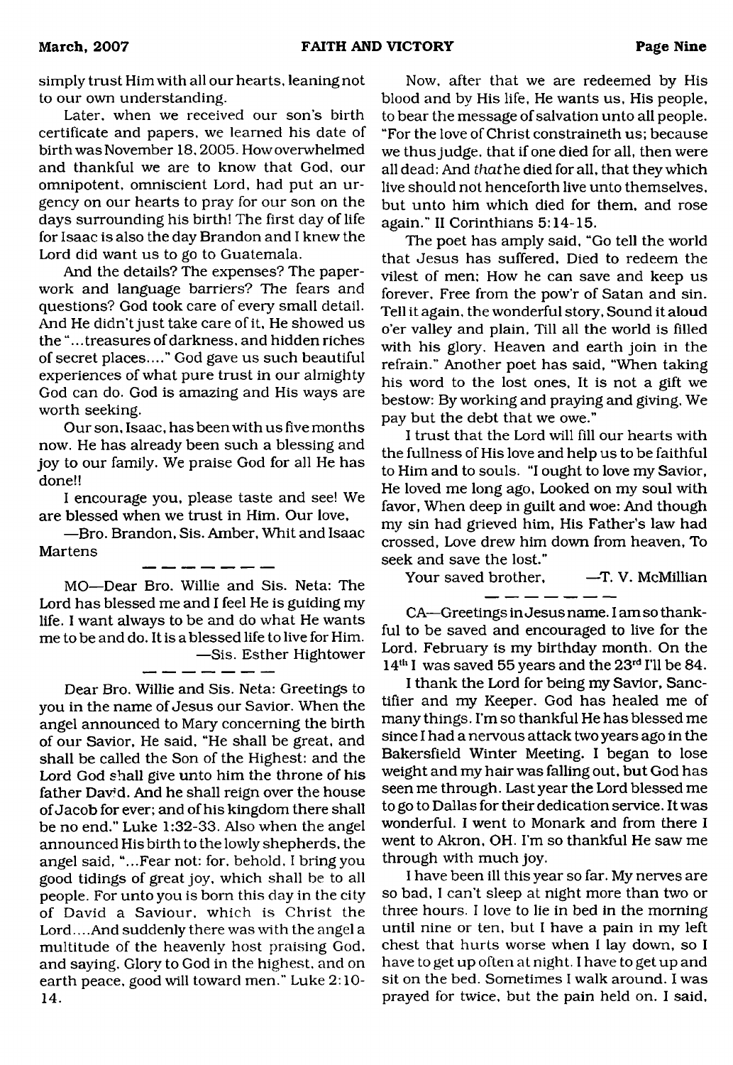simply trust Him with all our hearts, leaning not to our own understanding.

Later, when we received our son's birth certificate and papers, we learned his date of birth was November 18, 2005. How overwhelmed and thankful we are to know that God, our omnipotent, omniscient Lord, had put an urgency on our hearts to pray for our son on the days surrounding his birth! The first day of life for Isaac is also the day Brandon and I knew the Lord did want us to go to Guatemala.

And the details? The expenses? The paperwork and language barriers? The fears and questions? God took care of every small detail. And He didn't just take care of it, He showed us the "...treasures of darkness, and hidden riches of secret places...." God gave us such beautiful experiences of what pure trust in our almighty God can do. God is amazing and His ways are worth seeking.

Our son, Isaac, has been with us five months now. He has already been such a blessing and joy to our family. We praise God for all He has done!!

I encourage you, please taste and see! We are blessed when we trust in Him. Our love,

—Bro. Brandon, Sis. Amber, Whit and Isaac Martens

---

MO—Dear Bro. Willie and Sis. Neta: The Lord has blessed me and I feel He is guiding my life. I want always to be and do what He wants me to be and do. It is a blessed life to live for Him.

—Sis. Esther Hightower

---

Dear Bro. Willie and Sis. Neta: Greetings to you in the name of Jesus our Savior. When the angel announced to Mary concerning the birth of our Savior, He said, "He shall be great, and shall be called the Son of the Highest: and the Lord God shall give unto him the throne of his father David. And he shall reign over the house of Jacob for ever; and of his kingdom there shall be no end." Luke 1:32-33. Also when the angel announced His birth to the lowly shepherds, the angel said, "...Fear not: for, behold, I bring you good tidings of great joy, which shall be to all people. For unto you is born this day in the city of David a Saviour, which is Christ the Lord....And suddenly there was with the angel a multitude of the heavenly host praising God, and saying, Glory to God in the highest, and on earth peace, good will toward men." Luke 2:10-14.

Now, after that we are redeemed by His blood and by His life, He wants us, His people, to bear the message of salvation unto all people. "For the love of Christ constraineth us; because we thus judge, that if one died for all, then were all dead: And *that* he died for all, that they which live should not henceforth live unto themselves, but unto him which died for them, and rose again." II Corinthians 5:14-15.

The poet has amply said, "Go tell the world that Jesus has suffered, Died to redeem the vilest of men; How he can save and keep us forever, Free from the pow'r of Satan and sin. Tell it again, the wonderful story, Sound it aloud o'er valley and plain, Till all the world is filled with his glory, Heaven and earth join in the refrain." Another poet has said, "When taking his word to the lost ones, It is not a gift we bestow: By working and praying and giving, We pay but the debt that we owe."

I trust that the Lord will fill our hearts with the fullness of His love and help us to be faithful to Him and to souls. "I ought to love my Savior, He loved me long ago, Looked on my soul with favor, When deep in guilt and woe: And though my sin had grieved him, His Father's law had crossed, Love drew him down from heaven, To seek and save the lost."

Your saved brother, —T. V. McMillian

---

CA—Greetings in Jesus name. I am so thankful to be saved and encouraged to live for the Lord. February is my birthday month. On the 14th I was saved 55 years and the 23rd I'll be 84.

I thank the Lord for being my Savior, Sanctifier and my Keeper. God has healed me of many things. I'm so thankful He has blessed me since I had a nervous attack two years ago in the Bakersfield Winter Meeting. I began to lose weight and my hair was falling out, but God has seen me through. Last year the Lord blessed me to go to Dallas for their dedication service. It was wonderful. I went to Monark and from there I went to Akron, OH. I'm so thankful He saw me through with much joy.

I have been ill this year so far. My nerves are so bad, I can't sleep at night more than two or three hours. I love to lie in bed in the morning until nine or ten, but I have a pain in my left chest that hurts worse when I lay down, so I have to get up often at night. I have to get up and sit on the bed. Sometimes I walk around. I was prayed for twice, but the pain held on. I said,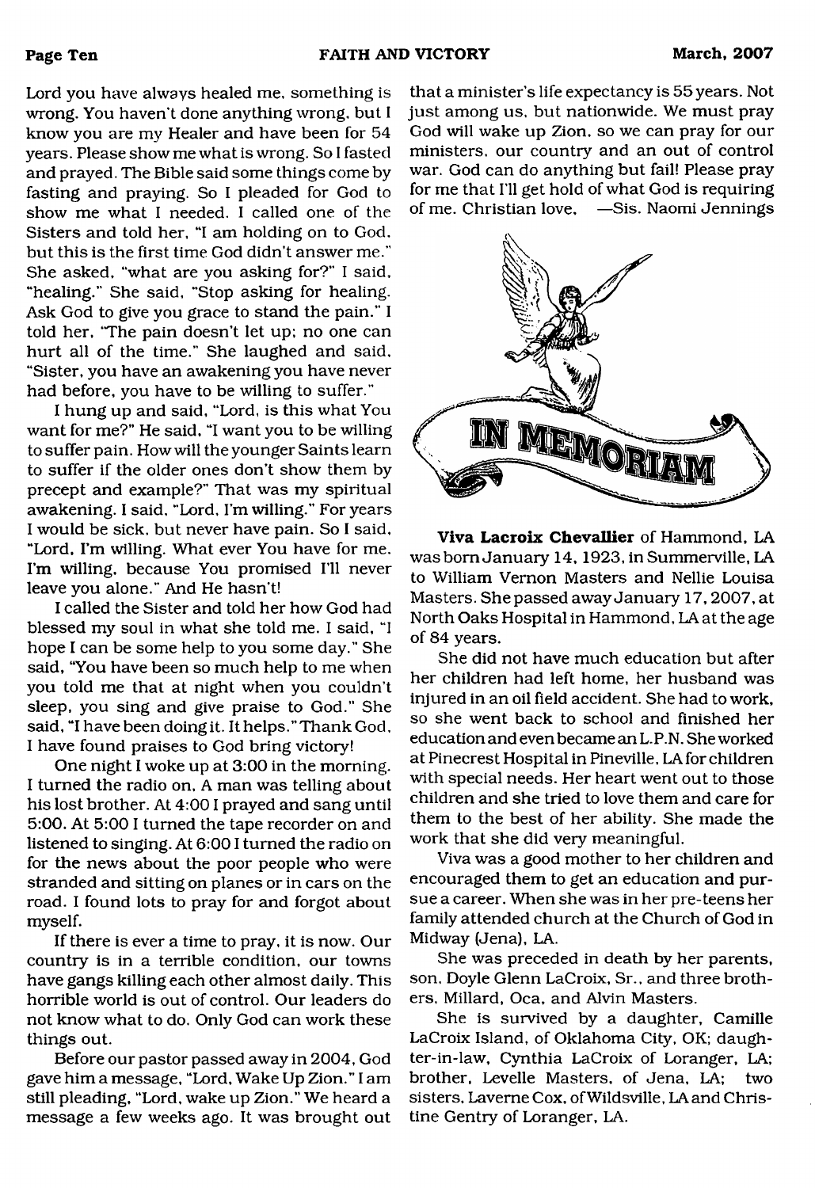Lord you have always healed me, something is wrong. You haven't done anything wrong, but I know you are my Healer and have been for 54 years. Please show me what is wrong. So I fasted and prayed. The Bible said some things come by fasting and praying. So I pleaded for God to show me what I needed. I called one of the Sisters and told her, "I am holding on to God, but this is the first time God didn't answer me." She asked, "what are you asking for?" I said, "healing." She said, "Stop asking for healing. Ask God to give you grace to stand the pain." I told her, "The pain doesn't let up; no one can hurt all of the time." She laughed and said, "Sister, you have an awakening you have never had before, you have to be willing to suffer."

I hung up and said, "Lord, is this what You want for me?" He said, "I want you to be willing to suffer pain. How will the younger Saints learn to suffer if the older ones don't show them by precept and example?" That was my spiritual awakening. I said, "Lord, I'm willing." For years I would be sick, but never have pain. So I said, "Lord, I'm willing. What ever You have for me. I'm willing, because You promised I'll never leave you alone." And He hasn't!

I called the Sister and told her how God had blessed my soul in what she told me. I said, "I hope I can be some help to you some day." She said, "You have been so much help to me when you told me that at night when you couldn't sleep, you sing and give praise to God." She said, "I have been doing it. It helps." Thank God, I have found praises to God bring victory!

One night I woke up at 3:00 in the morning. I turned the radio on. A man was telling about his lost brother. At 4:00 I prayed and sang until 5:00. At 5:00 I turned the tape recorder on and listened to singing. At 6:00 I turned the radio on for the news about the poor people who were stranded and sitting on planes or in cars on the road. I found lots to pray for and forgot about myself.

If there is ever a time to pray, it is now. Our country is in a terrible condition, our towns have gangs killing each other almost daily. This horrible world is out of control. Our leaders do not know what to do. Only God can work these things out.

Before our pastor passed away in 2004, God gave him a message, "Lord, Wake Up Zion." I am still pleading, "Lord, wake up Zion." We heard a message a few weeks ago. It was brought out that a minister's life expectancy is 55 years. Not just among us, but nationwide. We must pray God will wake up Zion, so we can pray for our ministers, our country and an out of control war. God can do anything but fail! Please pray for me that I'll get hold of what God is requiring of me. Christian love, —Sis. Naomi Jennings

## IN MEMORIAM

**Viva Lacroix Chevallier** of Hammond, LA was born January 14, 1923, in Summerville, LA to William Vernon Masters and Nellie Louisa Masters. She passed away January 17, 2007, at North Oaks Hospital in Hammond, LA at the age of 84 years.

She did not have much education but after her children had left home, her husband was injured in an oil field accident. She had to work, so she went back to school and finished her education and even became an L.P.N. She worked at Pinecrest Hospital in Pineville, LA for children with special needs. Her heart went out to those children and she tried to love them and care for them to the best of her ability. She made the work that she did very meaningful.

Viva was a good mother to her children and encouraged them to get an education and pursue a career. When she was in her pre-teens her family attended church at the Church of God in Midway (Jena), LA.

She was preceded in death by her parents, son, Doyle Glenn LaCroix, Sr., and three brothers, Millard, Oca, and Alvin Masters.

She is survived by a daughter, Camille LaCroix Island, of Oklahoma City, OK; daughter-in-law, Cynthia LaCroix of Loranger, LA; brother, Levelle Masters, of Jena, LA; two sisters, Laverne Cox, of Wildsville, LA and Christine Gentry of Loranger, LA.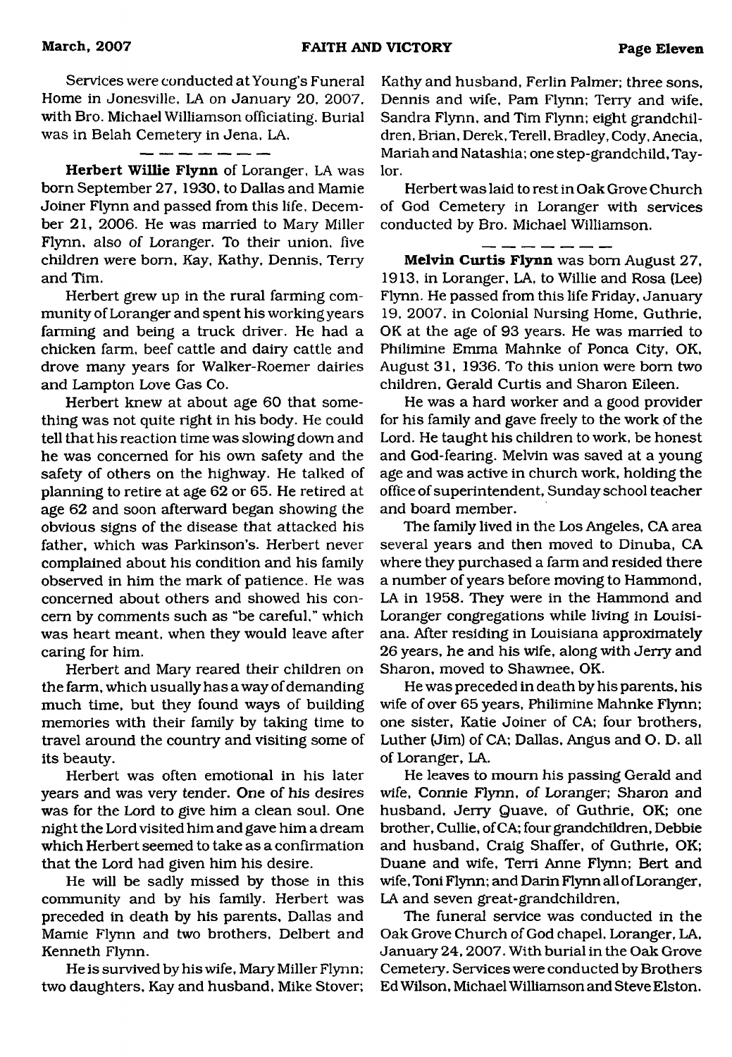Services were conducted at Young's Funeral Home in Jonesville, LA on January 20, 2007, with Bro. Michael Williamson officiating. Burial was in Belah Cemetery in Jena, LA.

---

**Herbert Willie Flynn** of Loranger, LA was born September 27, 1930, to Dallas and Mamie Joiner Flynn and passed from this life, December 21, 2006. He was married to Mary Miller Flynn, also of Loranger. To their union, five children were born, Kay, Kathy, Dennis, Terry and Tim.

Herbert grew up in the rural farming community of Loranger and spent his working years farming and being a truck driver. He had a chicken farm, beef cattle and dairy cattle and drove many years for Walker-Roemer dairies and Lampton Love Gas Co.

Herbert knew at about age 60 that something was not quite right in his body. He could tell that his reaction time was slowing down and he was concerned for his own safety and the safety of others on the highway. He talked of planning to retire at age 62 or 65. He retired at age 62 and soon afterward began showing the obvious signs of the disease that attacked his father, which was Parkinson's. Herbert never complained about his condition and his family observed in him the mark of patience. He was concerned about others and showed his concern by comments such as "be careful," which was heart meant, when they would leave after caring for him.

Herbert and Mary reared their children on the farm, which usually has a way of demanding much time, but they found ways of building memories with their family by taking time to travel around the country and visiting some of its beauty.

Herbert was often emotional in his later years and was very tender. One of his desires was for the Lord to give him a clean soul. One night the Lord visited him and gave him a dream which Herbert seemed to take as a confirmation that the Lord had given him his desire.

He will be sadly missed by those in this community and by his family. Herbert was preceded in death by his parents, Dallas and Mamie Flynn and two brothers, Delbert and Kenneth Flynn.

He is survived by his wife, Mary Miller Flynn; two daughters, Kay and husband, Mike Stover; Kathy and husband, Ferlin Palmer; three sons, Dennis and wife, Pam Flynn; Terry and wife, Sandra Flynn, and Tim Flynn; eight grandchildren, Brian, Derek, Terell, Bradley, Cody, Anecia, Mariah and Natashia; one step-grandchild, Taylor.

Herbert was laid to rest in Oak Grove Church of God Cemetery in Loranger with services conducted by Bro. Michael Williamson.

---

**Melvin Curtis Flynn** was born August 27, 1913, in Loranger, LA, to Willie and Rosa (Lee) Flynn. He passed from this life Friday, January 19, 2007, in Colonial Nursing Home, Guthrie, OK at the age of 93 years. He was married to Philimine Emma Mahnke of Ponca City, OK, August 31, 1936. To this union were born two children, Gerald Curtis and Sharon Eileen.

He was a hard worker and a good provider for his family and gave freely to the work of the Lord. He taught his children to work, be honest and God-fearing. Melvin was saved at a young age and was active in church work, holding the office of superintendent, Sunday school teacher and board member.

The family lived in the Los Angeles, CA area several years and then moved to Dinuba, CA where they purchased a farm and resided there a number of years before moving to Hammond, LA in 1958. They were in the Hammond and Loranger congregations while living in Louisiana. After residing in Louisiana approximately 26 years, he and his wife, along with Jerry and Sharon, moved to Shawnee, OK.

He was preceded in death by his parents, his wife of over 65 years, Philimine Mahnke Flynn; one sister, Katie Joiner of CA; four brothers, Luther (Jim) of CA; Dallas, Angus and O. D. all of Loranger, LA.

He leaves to mourn his passing Gerald and wife, Connie Flynn, of Loranger; Sharon and husband, Jerry Quave, of Guthrie, OK; one brother, Cullie, of CA; four grandchildren, Debbie and husband, Craig Shaffer, of Guthrie, OK; Duane and wife, Terri Anne Flynn; Bert and wife, Toni Flynn; and Darin Flynn all of Loranger, LA and seven great-grandchildren.

The funeral service was conducted in the Oak Grove Church of God chapel, Loranger, LA, January 24, 2007. With burial in the Oak Grove Cemetery. Services were conducted by Brothers Ed Wilson, Michael Williamson and Steve Elston.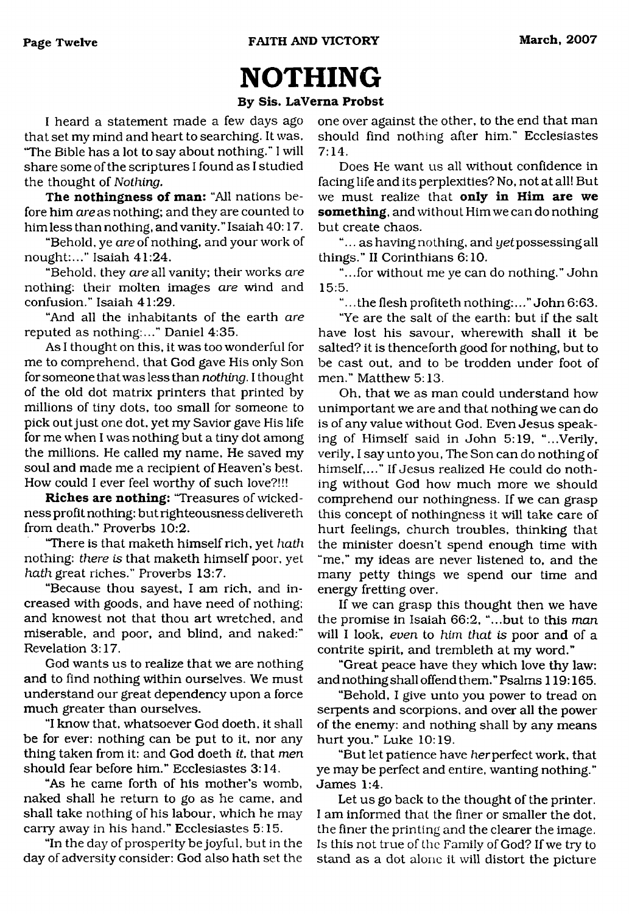# NOTHING

**By Sis. LaVerna Probst**

I heard a statement made a few days ago that set my mind and heart to searching. It was, "The Bible has a lot to say about nothing." I will share some of the scriptures I found as I studied the thought of *Nothing.*

**The nothingness of man:** "All nations before him *are* as nothing; and they are counted to him less than nothing, and vanity." Isaiah 40:17.

"Behold, ye *are* of nothing, and your work of nought:..." Isaiah 41:24.

"Behold, they *are* all vanity; their works *are* nothing: their molten images *are* wind and confusion." Isaiah 41:29.

"And all the inhabitants of the earth *are* reputed as nothing:..." Daniel 4:35.

As I thought on this, it was too wonderful for me to comprehend, that God gave His only Son for someone that was less than *nothing.* I thought of the old dot matrix printers that printed by millions of tiny dots, too small for someone to pick out just one dot, yet my Savior gave His life for me when I was nothing but a tiny dot among the millions. He called my name, He saved my soul and made me a recipient of Heaven's best. How could I ever feel worthy of such love?!!!

**Riches are nothing:** "Treasures of wickedness profit nothing: but righteousness delivereth from death." Proverbs 10:2.

"There is that maketh himself rich, yet *hath* nothing: *there is* that maketh himself poor, yet *hath* great riches." Proverbs 13:7.

"Because thou sayest, I am rich, and increased with goods, and have need of nothing; and knowest not that thou art wretched, and miserable, and poor, and blind, and naked:" Revelation 3:17.

God wants us to realize that we are nothing and to find nothing within ourselves. We must understand our great dependency upon a force much greater than ourselves.

"I know that, whatsoever God doeth, it shall be for ever: nothing can be put to it, nor any thing taken from it: and God doeth *it,* that *men* should fear before him." Ecclesiastes 3:14.

"As he came forth of his mother's womb, naked shall he return to go as he came, and shall take nothing of his labour, which he may carry away in his hand." Ecclesiastes 5:15.

"In the day of prosperity be joyful, but in the day of adversity consider: God also hath set the one over against the other, to the end that man should find nothing after him." Ecclesiastes 7:14.

Does He want us all without confidence in facing life and its perplexities? No, not at all! But we must realize that **only in Him are we something,** and without Him we can do nothing but create chaos.

"... as having nothing, and *yet* possessing all things." II Corinthians 6:10.

"...for without me ye can do nothing." John 15:5.

"...the flesh profiteth nothing:..." John 6:63.

"Ye are the salt of the earth: but if the salt have lost his savour, wherewith shall it be salted? it is thenceforth good for nothing, but to be cast out, and to be trodden under foot of men." Matthew 5:13.

Oh, that we as man could understand how unimportant we are and that nothing we can do is of any value without God. Even Jesus speaking of Himself said in John 5:19, "...Verily, verily, I say unto you, The Son can do nothing of himself,..." If Jesus realized He could do nothing without God how much more we should comprehend our nothingness. If we can grasp this concept of nothingness it will take care of hurt feelings, church troubles, thinking that the minister doesn't spend enough time with "me," my ideas are never listened to, and the many petty things we spend our time and energy fretting over.

If we can grasp this thought then we have the promise in Isaiah 66:2, "...but to this *man* will I look, *even* to *him that is* poor and of a contrite spirit, and trembleth at my word."

"Great peace have they which love thy law: and nothing shall offend them." Psalms 119:165.

"Behold, I give unto you power to tread on serpents and scorpions, and over all the power of the enemy: and nothing shall by any means hurt you." Luke 10:19.

"But let patience have *her* perfect work, that ye may be perfect and entire, wanting nothing." James 1:4.

Let us go back to the thought of the printer. I am informed that the finer or smaller the dot, the finer the printing and the clearer the image. Is this not true of the Family of God? If we try to stand as a dot alone it will distort the picture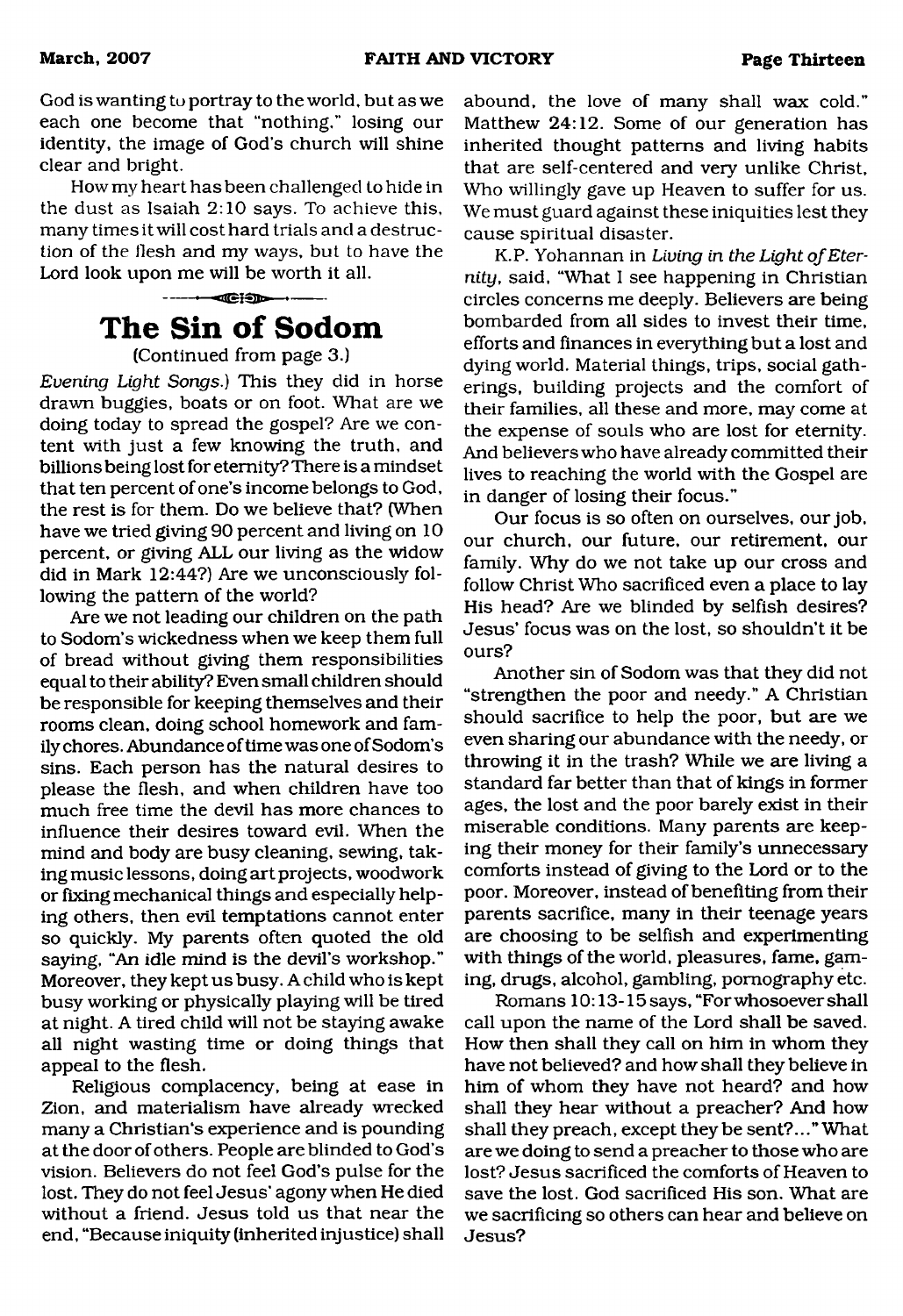God is wanting to portray to the world, but as we each one become that "nothing," losing our identity, the image of God's church will shine clear and bright.

How my heart has been challenged to hide in the dust as Isaiah 2:10 says. To achieve this, many times it will cost hard trials and a destruction of the flesh and my ways, but to have the Lord look upon me will be worth it all.

## The Sin of Sodom

(Continued from page 3.)

*Evening Light Songs.*) This they did in horse drawn buggies, boats or on foot. What are we doing today to spread the gospel? Are we content with just a few knowing the truth, and billions being lost for eternity? There is a mindset that ten percent of one's income belongs to God, the rest is for them. Do we believe that? (When have we tried giving 90 percent and living on 10 percent, or giving ALL our living as the widow did in Mark 12:44?) Are we unconsciously following the pattern of the world?

Are we not leading our children on the path to Sodom's wickedness when we keep them full of bread without giving them responsibilities equal to their ability? Even small children should be responsible for keeping themselves and their rooms clean, doing school homework and family chores. Abundance of time was one of Sodom's sins. Each person has the natural desires to please the flesh, and when children have too much free time the devil has more chances to influence their desires toward evil. When the mind and body are busy cleaning, sewing, taking music lessons, doing art projects, woodwork or fixing mechanical things and especially helping others, then evil temptations cannot enter so quickly. My parents often quoted the old saying, "An idle mind is the devil's workshop." Moreover, they kept us busy. A child who is kept busy working or physically playing will be tired at night. A tired child will not be staying awake all night wasting time or doing things that appeal to the flesh.

Religious complacency, being at ease in Zion, and materialism have already wrecked many a Christian's experience and is pounding at the door of others. People are blinded to God's vision. Believers do not feel God's pulse for the lost. They do not feel Jesus' agony when He died without a friend. Jesus told us that near the end, "Because iniquity (inherited injustice) shall abound, the love of many shall wax cold." Matthew 24:12. Some of our generation has inherited thought patterns and living habits that are self-centered and very unlike Christ, Who willingly gave up Heaven to suffer for us. We must guard against these iniquities lest they cause spiritual disaster.

K.P. Yohannan in *Living in the Light of Eternity*, said, "What I see happening in Christian circles concerns me deeply. Believers are being bombarded from all sides to invest their time, efforts and finances in everything but a lost and dying world. Material things, trips, social gatherings, building projects and the comfort of their families, all these and more, may come at the expense of souls who are lost for eternity. And believers who have already committed their lives to reaching the world with the Gospel are in danger of losing their focus."

Our focus is so often on ourselves, our job, our church, our future, our retirement, our family. Why do we not take up our cross and follow Christ Who sacrificed even a place to lay His head? Are we blinded by selfish desires? Jesus' focus was on the lost, so shouldn't it be ours?

Another sin of Sodom was that they did not "strengthen the poor and needy." A Christian should sacrifice to help the poor, but are we even sharing our abundance with the needy, or throwing it in the trash? While we are living a standard far better than that of kings in former ages, the lost and the poor barely exist in their miserable conditions. Many parents are keeping their money for their family's unnecessary comforts instead of giving to the Lord or to the poor. Moreover, instead of benefiting from their parents sacrifice, many in their teenage years are choosing to be selfish and experimenting with things of the world, pleasures, fame, gaming, drugs, alcohol, gambling, pornography etc.

Romans 10:13-15 says, "For whosoever shall call upon the name of the Lord shall be saved. How then shall they call on him in whom they have not believed? and how shall they believe in him of whom they have not heard? and how shall they hear without a preacher? And how shall they preach, except they be sent?..." What are we doing to send a preacher to those who are lost? Jesus sacrificed the comforts of Heaven to save the lost. God sacrificed His son. What are we sacrificing so others can hear and believe on Jesus?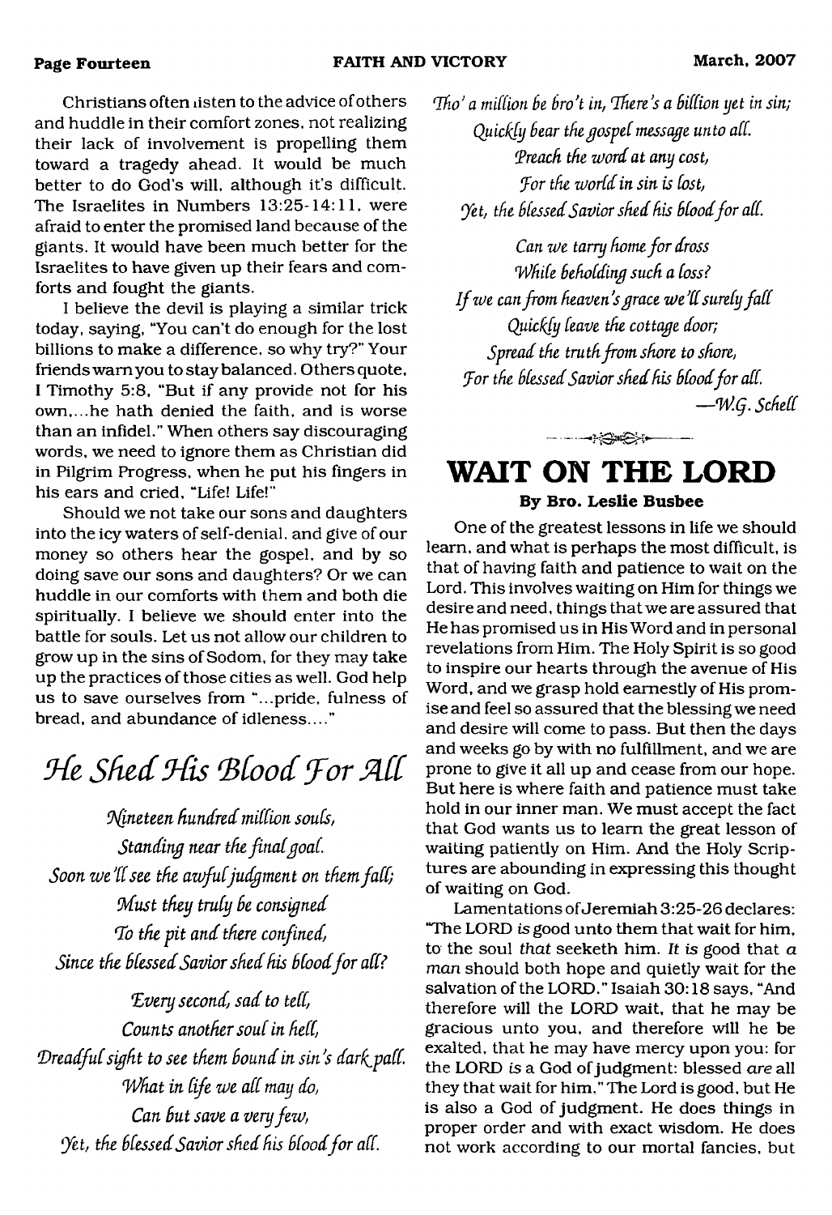Christians often listen to the advice of others and huddle in their comfort zones, not realizing their lack of involvement is propelling them toward a tragedy ahead. It would be much better to do God's will, although it's difficult. The Israelites in Numbers 13:25-14:11, were afraid to enter the promised land because of the giants. It would have been much better for the Israelites to have given up their fears and comforts and fought the giants.

I believe the devil is playing a similar trick today, saying, "You can't do enough for the lost billions to make a difference, so why try?" Your friends warn you to stay balanced. Others quote, I Timothy 5:8, "But if any provide not for his own,...he hath denied the faith, and is worse than an infidel." When others say discouraging words, we need to ignore them as Christian did in Pilgrim Progress, when he put his fingers in his ears and cried, "Life! Life!"

Should we not take our sons and daughters into the icy waters of self-denial, and give of our money so others hear the gospel, and by so doing save our sons and daughters? Or we can huddle in our comforts with them and both die spiritually. I believe we should enter into the battle for souls. Let us not allow our children to grow up in the sins of Sodom, for they may take up the practices of those cities as well. God help us to save ourselves from "...pride, fulness of bread, and abundance of idleness...."

# *He Shed His Blood For All*

*Nineteen hundred million souls,*
*Standing near the final goal.*
*Soon we'll see the awful judgment on them fall;*
*Must they truly be consigned*
*To the pit and there confined,*
*Since the blessed Savior shed his blood for all?*

*Every second, sad to tell,*
*Counts another soul in hell,*
*Dreadful sight to see them bound in sin's dark pall.*
*What in life we all may do,*
*Can but save a very few,*
*Yet, the blessed Savior shed his blood for all.*

*Tho' a million be bro't in, There's a billion yet in sin;*
*Quickly bear the gospel message unto all.*
*Preach the word at any cost,*
*For the world in sin is lost,*
*Yet, the blessed Savior shed his blood for all.*

*Can we tarry home for dross*
*While beholding such a loss?*
*If we can from heaven's grace we'll surely fall*
*Quickly leave the cottage door;*
*Spread the truth from shore to shore,*
*For the blessed Savior shed his blood for all.*

*—W.G. Schell*

# WAIT ON THE LORD

**By Bro. Leslie Busbee**

One of the greatest lessons in life we should learn, and what is perhaps the most difficult, is that of having faith and patience to wait on the Lord. This involves waiting on Him for things we desire and need, things that we are assured that He has promised us in His Word and in personal revelations from Him. The Holy Spirit is so good to inspire our hearts through the avenue of His Word, and we grasp hold earnestly of His promise and feel so assured that the blessing we need and desire will come to pass. But then the days and weeks go by with no fulfillment, and we are prone to give it all up and cease from our hope. But here is where faith and patience must take hold in our inner man. We must accept the fact that God wants us to learn the great lesson of waiting patiently on Him. And the Holy Scriptures are abounding in expressing this thought of waiting on God.

Lamentations of Jeremiah 3:25-26 declares: "The LORD *is* good unto them that wait for him, to the soul *that* seeketh him. *It is* good that *a man* should both hope and quietly wait for the salvation of the LORD." Isaiah 30:18 says, "And therefore will the LORD wait, that he may be gracious unto you, and therefore will he be exalted, that he may have mercy upon you: for the LORD *is* a God of judgment: blessed *are* all they that wait for him." The Lord is good, but He is also a God of judgment. He does things in proper order and with exact wisdom. He does not work according to our mortal fancies, but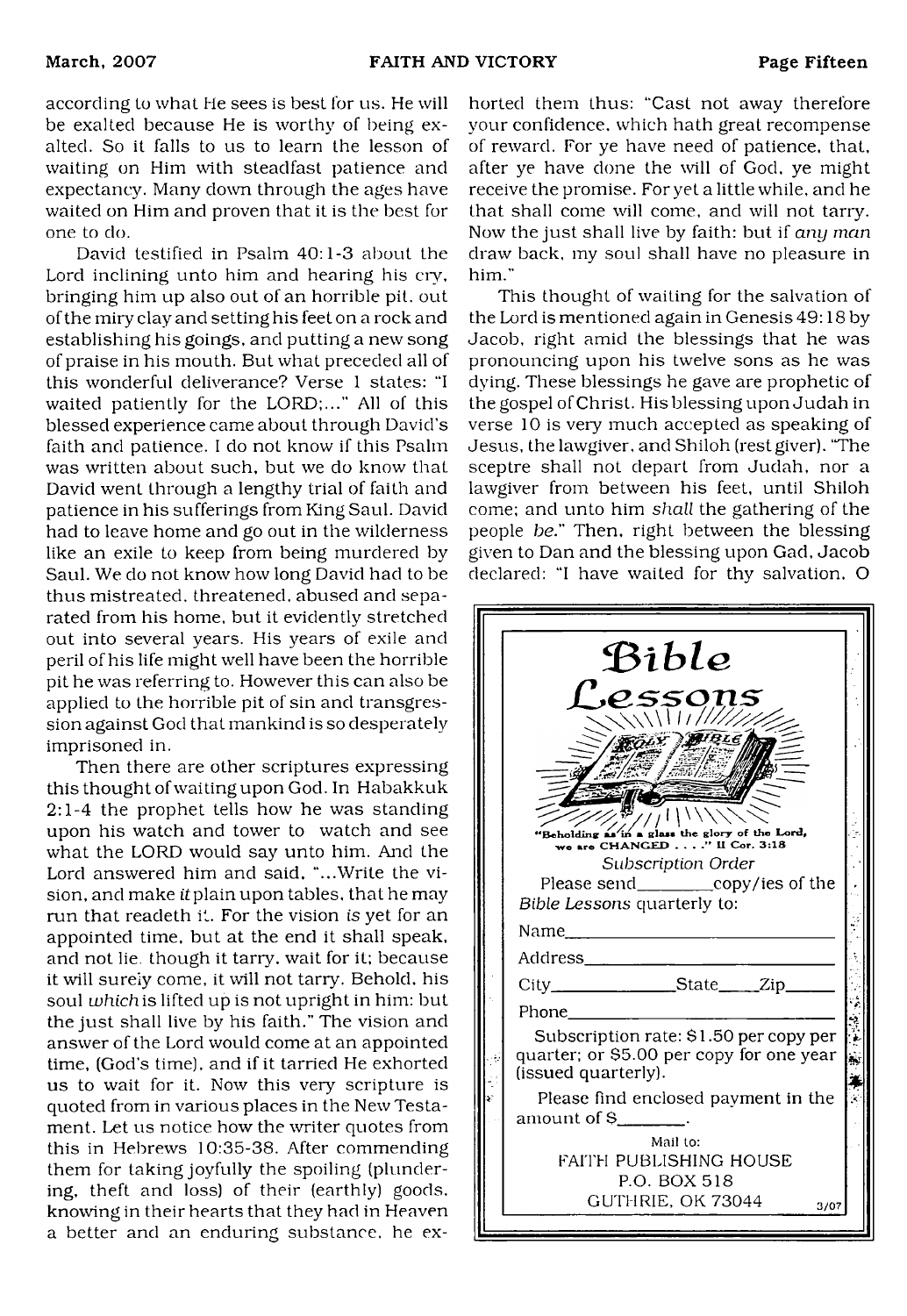according to what He sees is best for us. He will be exalted because He is worthy of being exalted. So it falls to us to learn the lesson of waiting on Him with steadfast patience and expectancy. Many down through the ages have waited on Him and proven that it is the best for one to do.

David testified in Psalm 40:1-3 about the Lord inclining unto him and hearing his cry, bringing him up also out of an horrible pit, out of the miry clay and setting his feet on a rock and establishing his goings, and putting a new song of praise in his mouth. But what preceded all of this wonderful deliverance? Verse 1 states: "I waited patiently for the LORD;..." All of this blessed experience came about through David's faith and patience. I do not know if this Psalm was written about such, but we do know that David went through a lengthy trial of faith and patience in his sufferings from King Saul. David had to leave home and go out in the wilderness like an exile to keep from being murdered by Saul. We do not know how long David had to be thus mistreated, threatened, abused and separated from his home, but it evidently stretched out into several years. His years of exile and peril of his life might well have been the horrible pit he was referring to. However this can also be applied to the horrible pit of sin and transgression against God that mankind is so desperately imprisoned in.

Then there are other scriptures expressing this thought of waiting upon God. In Habakkuk 2:1-4 the prophet tells how he was standing upon his watch and tower to watch and see what the LORD would say unto him. And the Lord answered him and said, "...Write the vision, and make *it* plain upon tables, that he may run that readeth it. For the vision *is* yet for an appointed time, but at the end it shall speak, and not lie: though it tarry, wait for it; because it will surely come, it will not tarry. Behold, his soul *which* is lifted up is not upright in him: but the just shall live by his faith." The vision and answer of the Lord would come at an appointed time, (God's time), and if it tarried He exhorted us to wait for it. Now this very scripture is quoted from in various places in the New Testament. Let us notice how the writer quotes from this in Hebrews 10:35-38. After commending them for taking joyfully the spoiling (plundering, theft and loss) of their (earthly) goods, knowing in their hearts that they had in Heaven a better and an enduring substance, he exhorted them thus: "Cast not away therefore your confidence, which hath great recompense of reward. For ye have need of patience, that, after ye have done the will of God, ye might receive the promise. For yet a little while, and he that shall come will come, and will not tarry. Now the just shall live by faith: but if *any man* draw back, my soul shall have no pleasure in him."

This thought of waiting for the salvation of the Lord is mentioned again in Genesis 49:18 by Jacob, right amid the blessings that he was pronouncing upon his twelve sons as he was dying. These blessings he gave are prophetic of the gospel of Christ. His blessing upon Judah in verse 10 is very much accepted as speaking of Jesus, the lawgiver, and Shiloh (rest giver). "The sceptre shall not depart from Judah, nor a lawgiver from between his feet, until Shiloh come; and unto him *shall* the gathering of the people *be*." Then, right between the blessing given to Dan and the blessing upon Gad, Jacob declared: "I have waited for thy salvation, O

---

# Bible Lessons

"Beholding as in a glass the glory of the Lord, we are CHANGED . . . ." II Cor. 3:18

*Subscription Order*

Please send________copy/ies of the *Bible Lessons* quarterly to:

Name____________________________

Address__________________________

City______________State_____Zip______

Phone___________________________

Subscription rate: $1.50 per copy per quarter; or $5.00 per copy for one year (issued quarterly).

Please find enclosed payment in the amount of $_______.

Mail to:
FAITH PUBLISHING HOUSE
P.O. BOX 518
GUTHRIE, OK 73044

3/07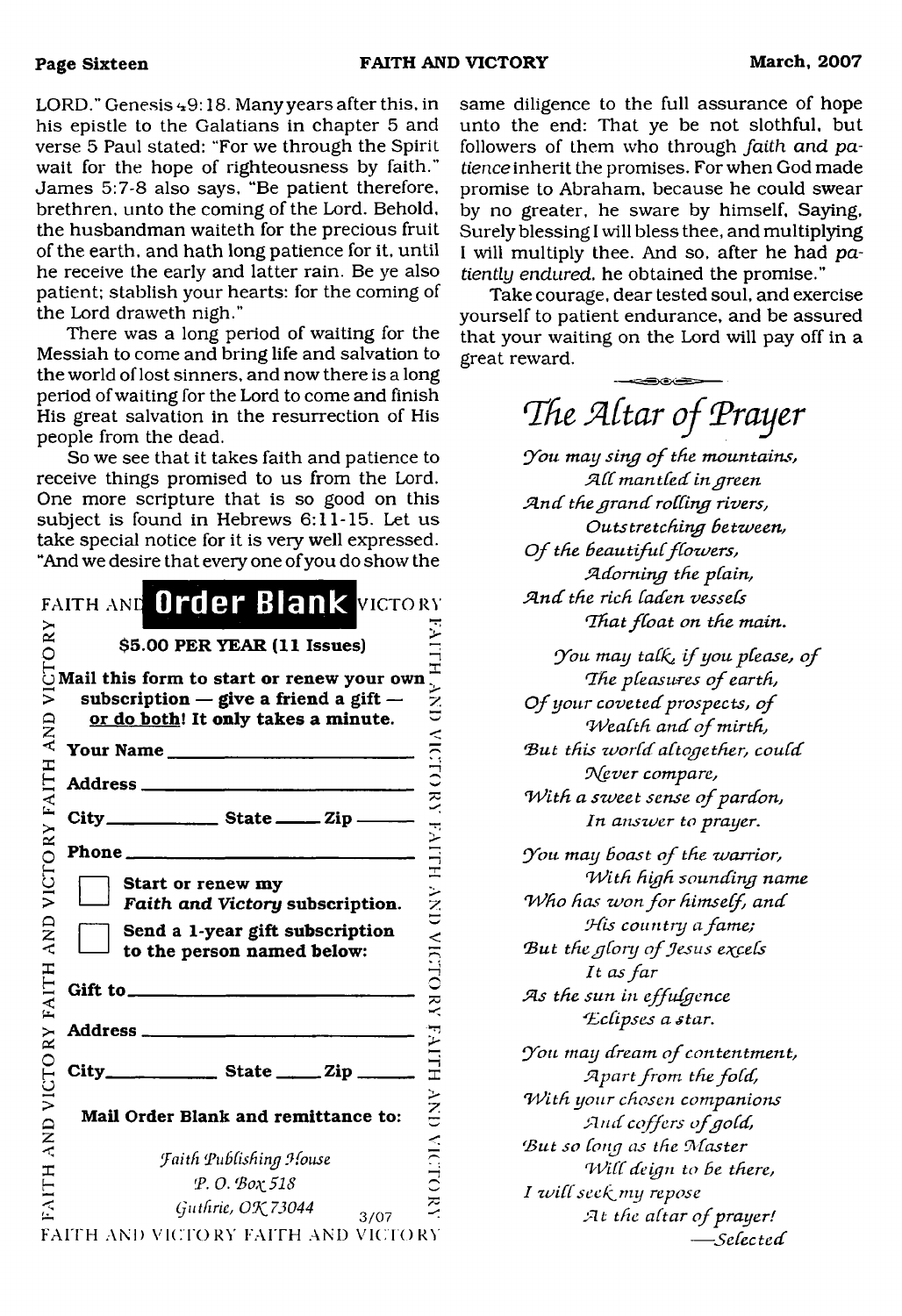LORD." Genesis 49:18. Many years after this, in his epistle to the Galatians in chapter 5 and verse 5 Paul stated: "For we through the Spirit wait for the hope of righteousness by faith." James 5:7-8 also says, "Be patient therefore, brethren, unto the coming of the Lord. Behold, the husbandman waiteth for the precious fruit of the earth, and hath long patience for it, until he receive the early and latter rain. Be ye also patient; stablish your hearts: for the coming of the Lord draweth nigh."

There was a long period of waiting for the Messiah to come and bring life and salvation to the world of lost sinners, and now there is a long period of waiting for the Lord to come and finish His great salvation in the resurrection of His people from the dead.

So we see that it takes faith and patience to receive things promised to us from the Lord. One more scripture that is so good on this subject is found in Hebrews 6:11-15. Let us take special notice for it is very well expressed. "And we desire that every one of you do show the same diligence to the full assurance of hope unto the end: That ye be not slothful, but followers of them who through *faith and patience* inherit the promises. For when God made promise to Abraham, because he could swear by no greater, he sware by himself, Saying, Surely blessing I will bless thee, and multiplying I will multiply thee. And so, after he had *patiently endured*, he obtained the promise."

Take courage, dear tested soul, and exercise yourself to patient endurance, and be assured that your waiting on the Lord will pay off in a great reward.

## FAITH AND VICTORY Order Blank

**$5.00 PER YEAR (11 Issues)**

**Mail this form to start or renew your own subscription — give a friend a gift — or do both! It only takes a minute.**

**Your Name** \_\_\_\_\_\_\_\_\_\_\_\_\_\_\_\_

**Address** \_\_\_\_\_\_\_\_\_\_\_\_\_\_\_\_

**City** \_\_\_\_\_\_ **State** \_\_\_\_ **Zip** \_\_\_\_

**Phone** \_\_\_\_\_\_\_\_\_\_\_\_\_\_\_\_

☐ **Start or renew my *Faith and Victory* subscription.**

☐ **Send a 1-year gift subscription to the person named below:**

**Gift to** \_\_\_\_\_\_\_\_\_\_\_\_\_\_\_\_

**Address** \_\_\_\_\_\_\_\_\_\_\_\_\_\_\_\_

**City** \_\_\_\_\_\_ **State** \_\_\_\_ **Zip** \_\_\_\_

**Mail Order Blank and remittance to:**

*Faith Publishing House*
*P. O. Box 518*
*Guthrie, OK 73044*

3/07

## *The Altar of Prayer*

*You may sing of the mountains,*
*All mantled in green*
*And the grand rolling rivers,*
*Outstretching between,*
*Of the beautiful flowers,*
*Adorning the plain,*
*And the rich laden vessels*
*That float on the main.*

*You may talk, if you please, of*
*The pleasures of earth,*
*Of your coveted prospects, of*
*Wealth and of mirth,*
*But this world altogether, could*
*Never compare,*
*With a sweet sense of pardon,*
*In answer to prayer.*

*You may boast of the warrior,*
*With high sounding name*
*Who has won for himself, and*
*His country a fame;*
*But the glory of Jesus excels*
*It as far*
*As the sun in effulgence*
*Eclipses a star.*

*You may dream of contentment,*
*Apart from the fold,*
*With your chosen companions*
*And coffers of gold,*
*But so long as the Master*
*Will deign to be there,*
*I will seek my repose*
*At the altar of prayer!*

*—Selected*